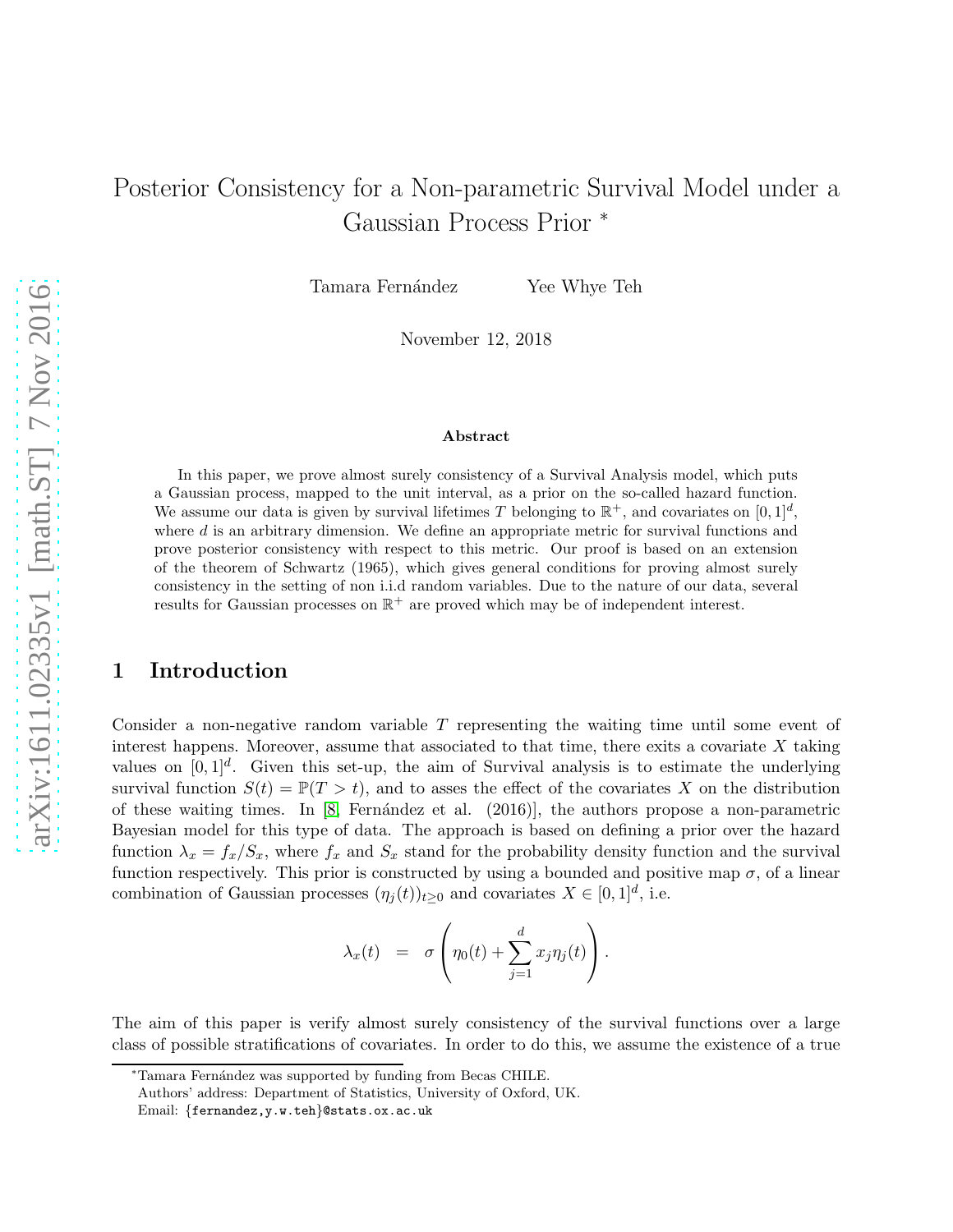# Posterior Consistency for a Non-parametric Survival Model under a Gaussian Process Prior *

Tamara Fernández  Yee Whye Teh

November 12, 2018

### Abstract

In this paper, we prove almost surely consistency of a Survival Analysis model, which puts a Gaussian process, mapped to the unit interval, as a prior on the so-called hazard function. We assume our data is given by survival lifetimes $T$ belonging to $\mathbb{R}^+$, and covariates on $[0,1]^d$, where $d$ is an arbitrary dimension. We define an appropriate metric for survival functions and prove posterior consistency with respect to this metric. Our proof is based on an extension of the theorem of Schwartz (1965), which gives general conditions for proving almost surely consistency in the setting of non i.i.d random variables. Due to the nature of our data, several results for Gaussian processes on $\mathbb{R}^+$ are proved which may be of independent interest.

## 1 Introduction

Consider a non-negative random variable $T$ representing the waiting time until some event of interest happens. Moreover, assume that associated to that time, there exits a covariate $X$ taking values on $[0,1]^d$. Given this set-up, the aim of Survival analysis is to estimate the underlying survival function $S(t) = \mathbb{P}(T > t)$, and to asses the effect of the covariates $X$ on the distribution of these waiting times. In [8, Fernández et al. (2016)], the authors propose a non-parametric Bayesian model for this type of data. The approach is based on defining a prior over the hazard function $\lambda_x = f_x/S_x$, where $f_x$ and $S_x$ stand for the probability density function and the survival function respectively. This prior is constructed by using a bounded and positive map $\sigma$, of a linear combination of Gaussian processes $(\eta_j(t))_{t\geq 0}$ and covariates $X \in [0,1]^d$, i.e.

$$\lambda_x(t) = \sigma\left(\eta_0(t) + \sum_{j=1}^{d} x_j \eta_j(t)\right).$$

The aim of this paper is verify almost surely consistency of the survival functions over a large class of possible stratifications of covariates. In order to do this, we assume the existence of a true

---

*Tamara Fernández was supported by funding from Becas CHILE.
Authors' address: Department of Statistics, University of Oxford, UK.
Email: {fernandez,y.w.teh}@stats.ox.ac.uk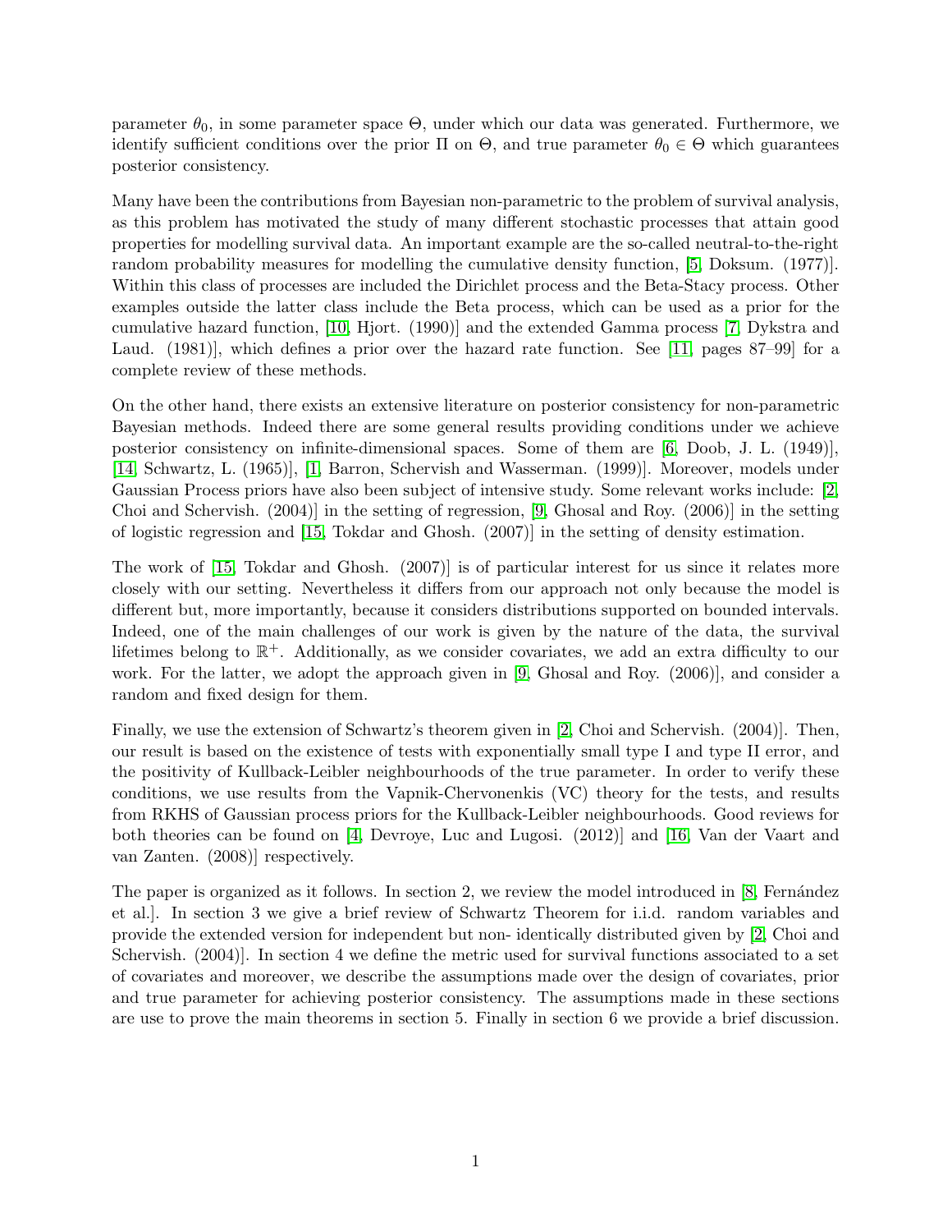parameter $\theta_0$, in some parameter space $\Theta$, under which our data was generated. Furthermore, we identify sufficient conditions over the prior $\Pi$ on $\Theta$, and true parameter $\theta_0 \in \Theta$ which guarantees posterior consistency.

Many have been the contributions from Bayesian non-parametric to the problem of survival analysis, as this problem has motivated the study of many different stochastic processes that attain good properties for modelling survival data. An important example are the so-called neutral-to-the-right random probability measures for modelling the cumulative density function, [5, Doksum. (1977)]. Within this class of processes are included the Dirichlet process and the Beta-Stacy process. Other examples outside the latter class include the Beta process, which can be used as a prior for the cumulative hazard function, [10, Hjort. (1990)] and the extended Gamma process [7, Dykstra and Laud. (1981)], which defines a prior over the hazard rate function. See [11, pages 87–99] for a complete review of these methods.

On the other hand, there exists an extensive literature on posterior consistency for non-parametric Bayesian methods. Indeed there are some general results providing conditions under we achieve posterior consistency on infinite-dimensional spaces. Some of them are [6, Doob, J. L. (1949)], [14, Schwartz, L. (1965)], [1, Barron, Schervish and Wasserman. (1999)]. Moreover, models under Gaussian Process priors have also been subject of intensive study. Some relevant works include: [2, Choi and Schervish. (2004)] in the setting of regression, [9, Ghosal and Roy. (2006)] in the setting of logistic regression and [15, Tokdar and Ghosh. (2007)] in the setting of density estimation.

The work of [15, Tokdar and Ghosh. (2007)] is of particular interest for us since it relates more closely with our setting. Nevertheless it differs from our approach not only because the model is different but, more importantly, because it considers distributions supported on bounded intervals. Indeed, one of the main challenges of our work is given by the nature of the data, the survival lifetimes belong to $\mathbb{R}^+$. Additionally, as we consider covariates, we add an extra difficulty to our work. For the latter, we adopt the approach given in [9, Ghosal and Roy. (2006)], and consider a random and fixed design for them.

Finally, we use the extension of Schwartz's theorem given in [2, Choi and Schervish. (2004)]. Then, our result is based on the existence of tests with exponentially small type I and type II error, and the positivity of Kullback-Leibler neighbourhoods of the true parameter. In order to verify these conditions, we use results from the Vapnik-Chervonenkis (VC) theory for the tests, and results from RKHS of Gaussian process priors for the Kullback-Leibler neighbourhoods. Good reviews for both theories can be found on [4, Devroye, Luc and Lugosi. (2012)] and [16, Van der Vaart and van Zanten. (2008)] respectively.

The paper is organized as it follows. In section 2, we review the model introduced in [8, Fernández et al.]. In section 3 we give a brief review of Schwartz Theorem for i.i.d. random variables and provide the extended version for independent but non- identically distributed given by [2, Choi and Schervish. (2004)]. In section 4 we define the metric used for survival functions associated to a set of covariates and moreover, we describe the assumptions made over the design of covariates, prior and true parameter for achieving posterior consistency. The assumptions made in these sections are use to prove the main theorems in section 5. Finally in section 6 we provide a brief discussion.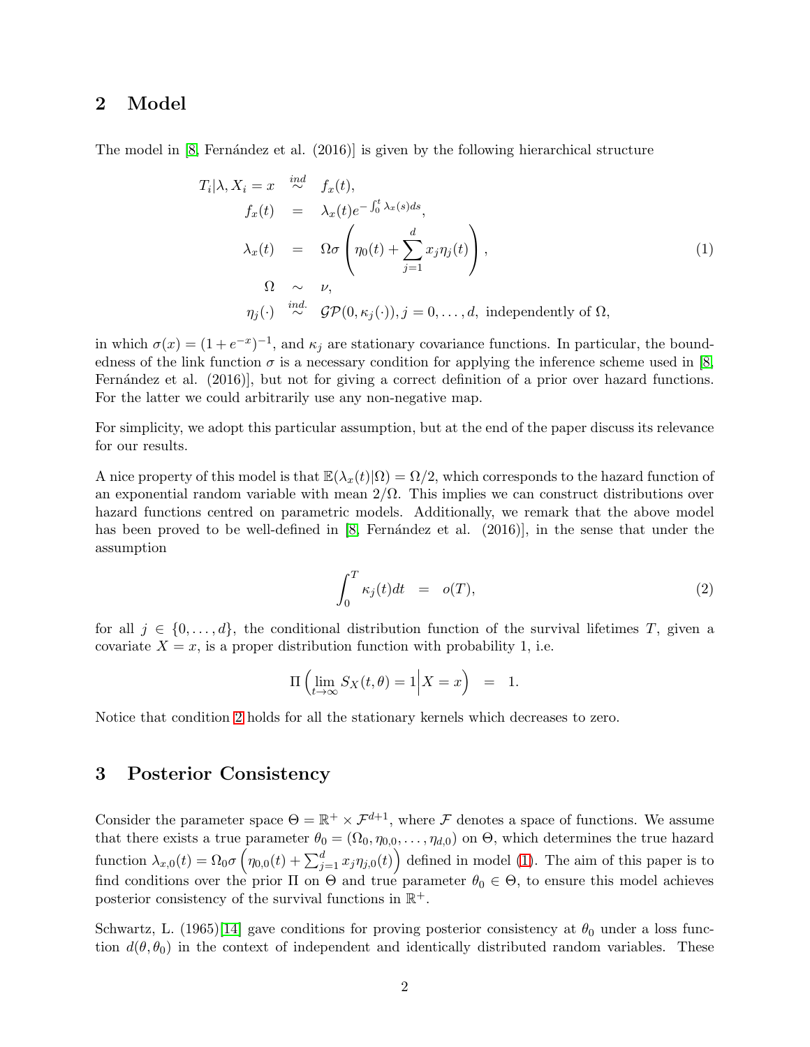## 2 Model

The model in [8, Fernández et al. (2016)] is given by the following hierarchical structure

$$
\begin{aligned}
T_i|\lambda, X_i = x &\overset{ind}{\sim} f_x(t), \\
f_x(t) &= \lambda_x(t) e^{-\int_0^t \lambda_x(s)ds}, \\
\lambda_x(t) &= \Omega\sigma\left(\eta_0(t) + \sum_{j=1}^{d} x_j \eta_j(t)\right), \\
\Omega &\sim \nu, \\
\eta_j(\cdot) &\overset{ind.}{\sim} \mathcal{GP}(0, \kappa_j(\cdot)), j = 0, \ldots, d, \text{ independently of } \Omega,
\end{aligned}
\tag{1}
$$

in which $\sigma(x) = (1 + e^{-x})^{-1}$, and $\kappa_j$ are stationary covariance functions. In particular, the boundedness of the link function $\sigma$ is a necessary condition for applying the inference scheme used in [8, Fernández et al. (2016)], but not for giving a correct definition of a prior over hazard functions. For the latter we could arbitrarily use any non-negative map.

For simplicity, we adopt this particular assumption, but at the end of the paper discuss its relevance for our results.

A nice property of this model is that $\mathbb{E}(\lambda_x(t)|\Omega) = \Omega/2$, which corresponds to the hazard function of an exponential random variable with mean $2/\Omega$. This implies we can construct distributions over hazard functions centred on parametric models. Additionally, we remark that the above model has been proved to be well-defined in [8, Fernández et al. (2016)], in the sense that under the assumption

$$
\int_0^T \kappa_j(t)dt = o(T), \tag{2}
$$

for all $j \in \{0, \ldots, d\}$, the conditional distribution function of the survival lifetimes $T$, given a covariate $X = x$, is a proper distribution function with probability 1, i.e.

$$
\Pi\left(\lim_{t\to\infty} S_X(t, \theta) = 1 \middle| X = x\right) = 1.
$$

Notice that condition 2 holds for all the stationary kernels which decreases to zero.

## 3 Posterior Consistency

Consider the parameter space $\Theta = \mathbb{R}^+ \times \mathcal{F}^{d+1}$, where $\mathcal{F}$ denotes a space of functions. We assume that there exists a true parameter $\theta_0 = (\Omega_0, \eta_{0,0}, \ldots, \eta_{d,0})$ on $\Theta$, which determines the true hazard function $\lambda_{x,0}(t) = \Omega_0\sigma\left(\eta_{0,0}(t) + \sum_{j=1}^{d} x_j \eta_{j,0}(t)\right)$ defined in model (1). The aim of this paper is to find conditions over the prior $\Pi$ on $\Theta$ and true parameter $\theta_0 \in \Theta$, to ensure this model achieves posterior consistency of the survival functions in $\mathbb{R}^+$.

Schwartz, L. (1965)[14] gave conditions for proving posterior consistency at $\theta_0$ under a loss function $d(\theta, \theta_0)$ in the context of independent and identically distributed random variables. These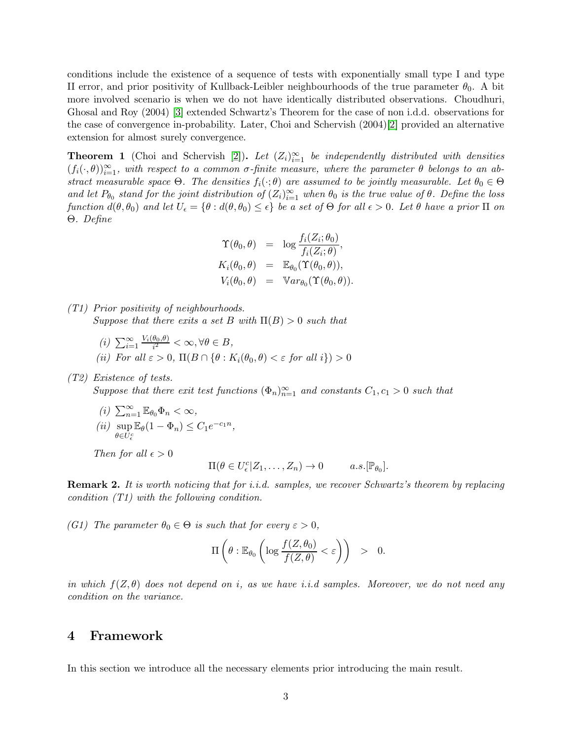conditions include the existence of a sequence of tests with exponentially small type I and type II error, and prior positivity of Kullback-Leibler neighbourhoods of the true parameter $\theta_0$. A bit more involved scenario is when we do not have identically distributed observations. Choudhuri, Ghosal and Roy (2004) [3] extended Schwartz's Theorem for the case of non i.d.d. observations for the case of convergence in-probability. Later, Choi and Schervish (2004)[2] provided an alternative extension for almost surely convergence.

**Theorem 1** (Choi and Schervish [2]). *Let $(Z_i)_{i=1}^{\infty}$ be independently distributed with densities $(f_i(\cdot,\theta))_{i=1}^{\infty}$, with respect to a common $\sigma$-finite measure, where the parameter $\theta$ belongs to an abstract measurable space $\Theta$. The densities $f_i(\cdot;\theta)$ are assumed to be jointly measurable. Let $\theta_0 \in \Theta$ and let $P_{\theta_0}$ stand for the joint distribution of $(Z_i)_{i=1}^{\infty}$ when $\theta_0$ is the true value of $\theta$. Define the loss function $d(\theta,\theta_0)$ and let $U_\epsilon = \{\theta : d(\theta,\theta_0) \leq \epsilon\}$ be a set of $\Theta$ for all $\epsilon > 0$. Let $\theta$ have a prior $\Pi$ on $\Theta$. Define*

$$
\begin{aligned}
\Upsilon(\theta_0,\theta) &= \log \frac{f_i(Z_i;\theta_0)}{f_i(Z_i;\theta)}, \\
K_i(\theta_0,\theta) &= \mathbb{E}_{\theta_0}(\Upsilon(\theta_0,\theta)), \\
V_i(\theta_0,\theta) &= \mathbb{V}ar_{\theta_0}(\Upsilon(\theta_0,\theta)).
\end{aligned}
$$

*(T1) Prior positivity of neighbourhoods.*
*Suppose that there exits a set $B$ with $\Pi(B) > 0$ such that*

- *(i) $\sum_{i=1}^{\infty} \frac{V_i(\theta_0,\theta)}{i^2} < \infty, \forall \theta \in B$,*
- *(ii) For all $\varepsilon > 0$, $\Pi(B \cap \{\theta : K_i(\theta_0,\theta) < \varepsilon \text{ for all } i\}) > 0$*

*(T2) Existence of tests.*
*Suppose that there exit test functions $(\Phi_n)_{n=1}^{\infty}$ and constants $C_1, c_1 > 0$ such that*

- *(i) $\sum_{n=1}^{\infty} \mathbb{E}_{\theta_0}\Phi_n < \infty$,*
- *(ii) $\sup_{\theta \in U_\epsilon^c} \mathbb{E}_\theta(1-\Phi_n) \leq C_1 e^{-c_1 n}$,*

*Then for all $\epsilon > 0$*

$$
\Pi(\theta \in U_\epsilon^c | Z_1,\ldots,Z_n) \to 0 \qquad a.s.[\mathbb{P}_{\theta_0}].
$$

**Remark 2.** *It is worth noticing that for i.i.d. samples, we recover Schwartz's theorem by replacing condition (T1) with the following condition.*

*(G1) The parameter $\theta_0 \in \Theta$ is such that for every $\varepsilon > 0$,*

$$
\Pi\left(\theta : \mathbb{E}_{\theta_0}\left(\log \frac{f(Z,\theta_0)}{f(Z,\theta)} < \varepsilon\right)\right) \quad > \quad 0.
$$

*in which $f(Z,\theta)$ does not depend on $i$, as we have i.i.d samples. Moreover, we do not need any condition on the variance.*

# 4 Framework

In this section we introduce all the necessary elements prior introducing the main result.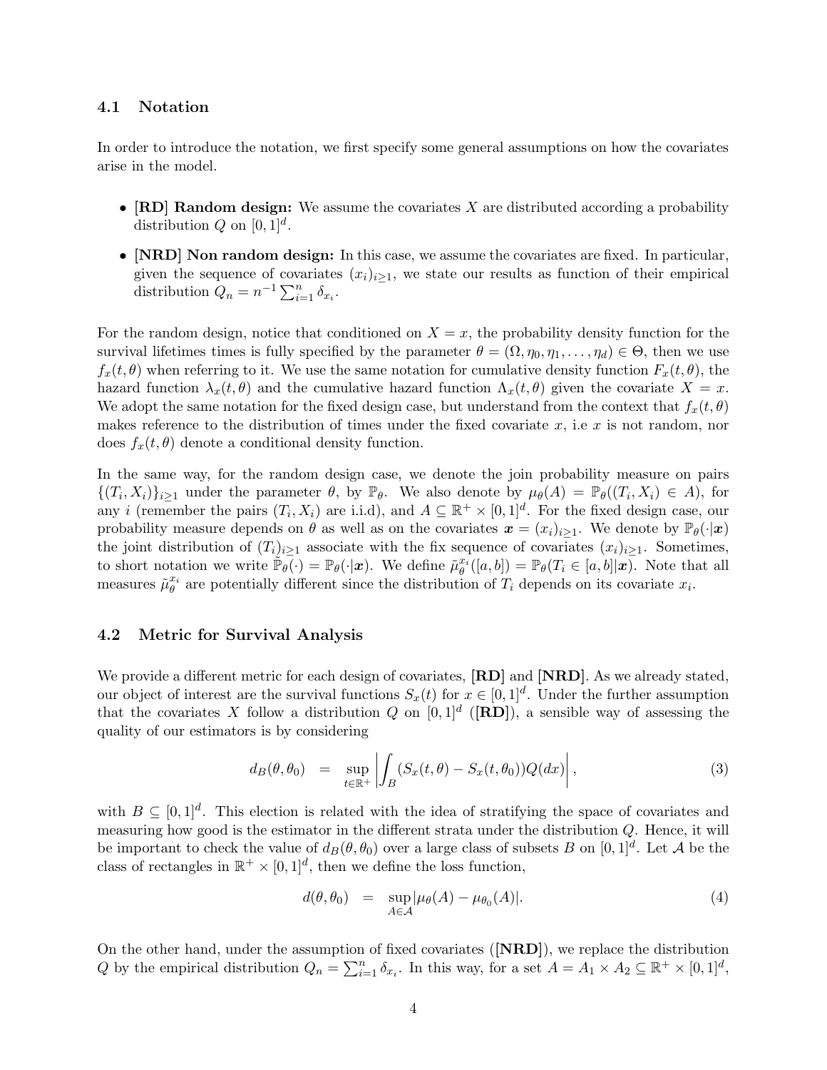### 4.1 Notation

In order to introduce the notation, we first specify some general assumptions on how the covariates arise in the model.

- **[RD] Random design:** We assume the covariates $X$ are distributed according a probability distribution $Q$ on $[0,1]^d$.
- **[NRD] Non random design:** In this case, we assume the covariates are fixed. In particular, given the sequence of covariates $(x_i)_{i\geq 1}$, we state our results as function of their empirical distribution $Q_n = n^{-1}\sum_{i=1}^n \delta_{x_i}$.

For the random design, notice that conditioned on $X = x$, the probability density function for the survival lifetimes times is fully specified by the parameter $\theta = (\Omega, \eta_0, \eta_1, \ldots, \eta_d) \in \Theta$, then we use $f_x(t,\theta)$ when referring to it. We use the same notation for cumulative density function $F_x(t,\theta)$, the hazard function $\lambda_x(t,\theta)$ and the cumulative hazard function $\Lambda_x(t,\theta)$ given the covariate $X = x$. We adopt the same notation for the fixed design case, but understand from the context that $f_x(t,\theta)$ makes reference to the distribution of times under the fixed covariate $x$, i.e $x$ is not random, nor does $f_x(t,\theta)$ denote a conditional density function.

In the same way, for the random design case, we denote the join probability measure on pairs $\{(T_i, X_i)\}_{i\geq 1}$ under the parameter $\theta$, by $\mathbb{P}_\theta$. We also denote by $\mu_\theta(A) = \mathbb{P}_\theta((T_i, X_i) \in A)$, for any $i$ (remember the pairs $(T_i, X_i)$ are i.i.d), and $A \subseteq \mathbb{R}^+ \times [0,1]^d$. For the fixed design case, our probability measure depends on $\theta$ as well as on the covariates $\boldsymbol{x} = (x_i)_{i\geq 1}$. We denote by $\mathbb{P}_\theta(\cdot|\boldsymbol{x})$ the joint distribution of $(T_i)_{i\geq 1}$ associate with the fix sequence of covariates $(x_i)_{i\geq 1}$. Sometimes, to short notation we write $\tilde{\mathbb{P}}_\theta(\cdot) = \mathbb{P}_\theta(\cdot|\boldsymbol{x})$. We define $\tilde{\mu}_\theta^{x_i}([a,b]) = \mathbb{P}_\theta(T_i \in [a,b]|\boldsymbol{x})$. Note that all measures $\tilde{\mu}_\theta^{x_i}$ are potentially different since the distribution of $T_i$ depends on its covariate $x_i$.

### 4.2 Metric for Survival Analysis

We provide a different metric for each design of covariates, **[RD]** and **[NRD]**. As we already stated, our object of interest are the survival functions $S_x(t)$ for $x \in [0,1]^d$. Under the further assumption that the covariates $X$ follow a distribution $Q$ on $[0,1]^d$ (**[RD]**), a sensible way of assessing the quality of our estimators is by considering

$$d_B(\theta, \theta_0) \quad = \quad \sup_{t\in\mathbb{R}^+} \left| \int_B (S_x(t,\theta) - S_x(t,\theta_0)) Q(dx) \right|, \tag{3}$$

with $B \subseteq [0,1]^d$. This election is related with the idea of stratifying the space of covariates and measuring how good is the estimator in the different strata under the distribution $Q$. Hence, it will be important to check the value of $d_B(\theta, \theta_0)$ over a large class of subsets $B$ on $[0,1]^d$. Let $\mathcal{A}$ be the class of rectangles in $\mathbb{R}^+ \times [0,1]^d$, then we define the loss function,

$$d(\theta, \theta_0) \quad = \quad \sup_{A\in\mathcal{A}} |\mu_\theta(A) - \mu_{\theta_0}(A)|. \tag{4}$$

On the other hand, under the assumption of fixed covariates (**[NRD]**), we replace the distribution $Q$ by the empirical distribution $Q_n = \sum_{i=1}^n \delta_{x_i}$. In this way, for a set $A = A_1 \times A_2 \subseteq \mathbb{R}^+ \times [0,1]^d$,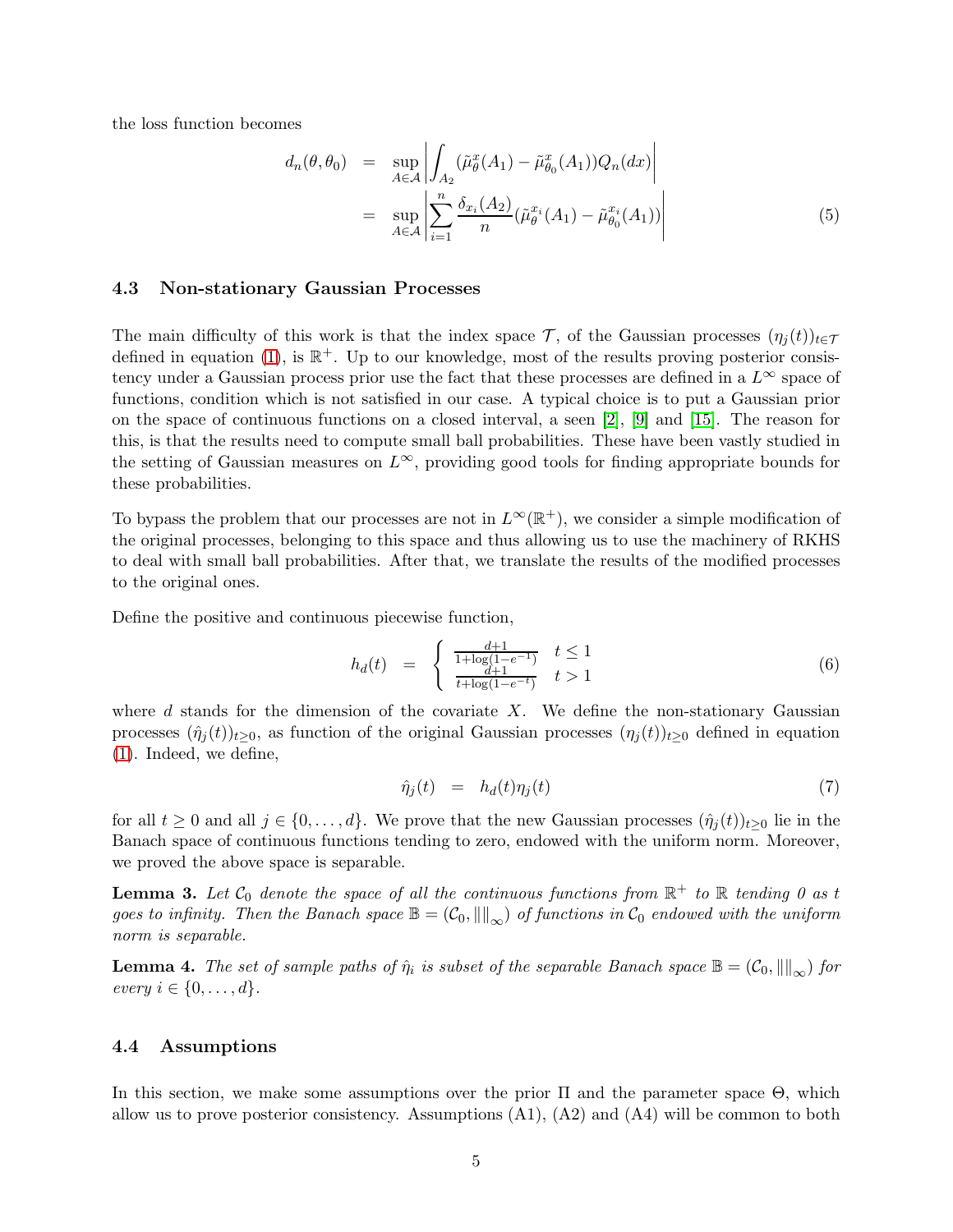the loss function becomes

$$
\begin{aligned}
d_n(\theta, \theta_0) &= \sup_{A \in \mathcal{A}} \left| \int_{A_2} (\tilde{\mu}_\theta^x(A_1) - \tilde{\mu}_{\theta_0}^x(A_1)) Q_n(dx) \right| \\
&= \sup_{A \in \mathcal{A}} \left| \sum_{i=1}^n \frac{\delta_{x_i}(A_2)}{n} (\tilde{\mu}_\theta^{x_i}(A_1) - \tilde{\mu}_{\theta_0}^{x_i}(A_1)) \right| \qquad (5)
\end{aligned}
$$

### 4.3 Non-stationary Gaussian Processes

The main difficulty of this work is that the index space $\mathcal{T}$, of the Gaussian processes $(\eta_j(t))_{t \in \mathcal{T}}$ defined in equation (1), is $\mathbb{R}^+$. Up to our knowledge, most of the results proving posterior consistency under a Gaussian process prior use the fact that these processes are defined in a $L^\infty$ space of functions, condition which is not satisfied in our case. A typical choice is to put a Gaussian prior on the space of continuous functions on a closed interval, a seen [2], [9] and [15]. The reason for this, is that the results need to compute small ball probabilities. These have been vastly studied in the setting of Gaussian measures on $L^\infty$, providing good tools for finding appropriate bounds for these probabilities.

To bypass the problem that our processes are not in $L^\infty(\mathbb{R}^+)$, we consider a simple modification of the original processes, belonging to this space and thus allowing us to use the machinery of RKHS to deal with small ball probabilities. After that, we translate the results of the modified processes to the original ones.

Define the positive and continuous piecewise function,

$$
h_d(t) = \begin{cases} \frac{d+1}{1+\log(1-e^{-1})} & t \leq 1 \\ \frac{d+1}{t+\log(1-e^{-t})} & t > 1 \end{cases} \qquad (6)
$$

where $d$ stands for the dimension of the covariate $X$. We define the non-stationary Gaussian processes $(\hat{\eta}_j(t))_{t \geq 0}$, as function of the original Gaussian processes $(\eta_j(t))_{t \geq 0}$ defined in equation (1). Indeed, we define,

$$
\hat{\eta}_j(t) = h_d(t)\eta_j(t) \qquad (7)
$$

for all $t \geq 0$ and all $j \in \{0, \ldots, d\}$. We prove that the new Gaussian processes $(\hat{\eta}_j(t))_{t \geq 0}$ lie in the Banach space of continuous functions tending to zero, endowed with the uniform norm. Moreover, we proved the above space is separable.

**Lemma 3.** *Let $\mathcal{C}_0$ denote the space of all the continuous functions from $\mathbb{R}^+$ to $\mathbb{R}$ tending 0 as t goes to infinity. Then the Banach space $\mathbb{B} = (\mathcal{C}_0, \|\|_\infty)$ of functions in $\mathcal{C}_0$ endowed with the uniform norm is separable.*

**Lemma 4.** *The set of sample paths of $\hat{\eta}_i$ is subset of the separable Banach space $\mathbb{B} = (\mathcal{C}_0, \|\|_\infty)$ for every $i \in \{0, \ldots, d\}$.*

### 4.4 Assumptions

In this section, we make some assumptions over the prior $\Pi$ and the parameter space $\Theta$, which allow us to prove posterior consistency. Assumptions (A1), (A2) and (A4) will be common to both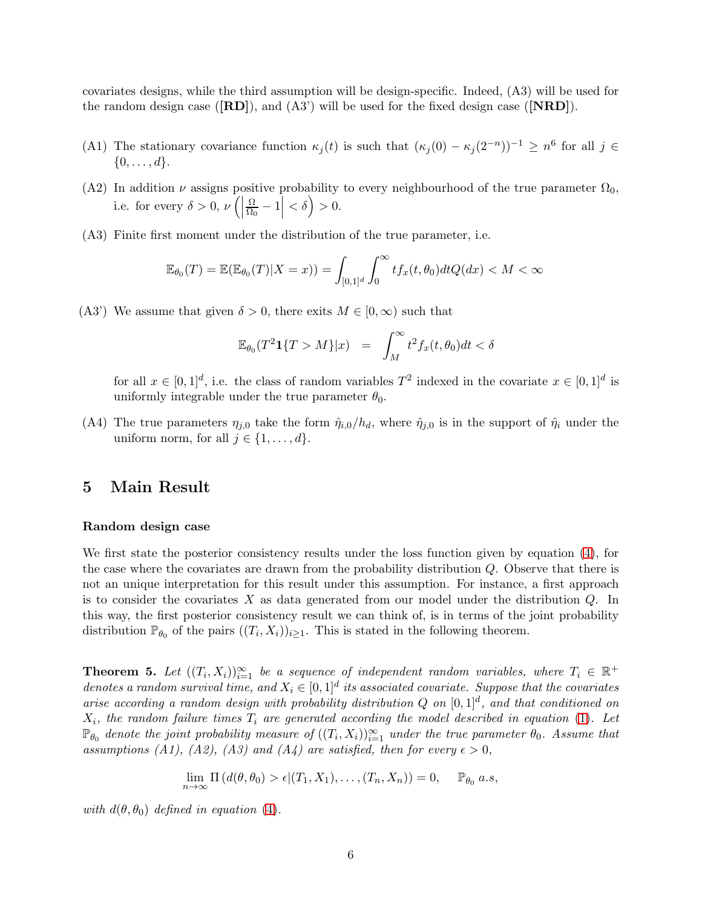covariates designs, while the third assumption will be design-specific. Indeed, (A3) will be used for the random design case ([**RD**]), and (A3') will be used for the fixed design case ([**NRD**]).

- (A1) The stationary covariance function $\kappa_j(t)$ is such that $(\kappa_j(0) - \kappa_j(2^{-n}))^{-1} \geq n^6$ for all $j \in \{0, \ldots, d\}$.
- (A2) In addition $\nu$ assigns positive probability to every neighbourhood of the true parameter $\Omega_0$, i.e. for every $\delta > 0$, $\nu\left(\left|\frac{\Omega}{\Omega_0} - 1\right| < \delta\right) > 0$.
- (A3) Finite first moment under the distribution of the true parameter, i.e.

$$\mathbb{E}_{\theta_0}(T) = \mathbb{E}(\mathbb{E}_{\theta_0}(T)|X = x)) = \int_{[0,1]^d} \int_0^\infty t f_x(t, \theta_0) dt Q(dx) < M < \infty$$

- (A3') We assume that given $\delta > 0$, there exits $M \in [0, \infty)$ such that

$$\mathbb{E}_{\theta_0}(T^2 \mathbf{1}\{T > M\}|x) \;\; = \;\; \int_M^\infty t^2 f_x(t, \theta_0) dt < \delta$$

  for all $x \in [0,1]^d$, i.e. the class of random variables $T^2$ indexed in the covariate $x \in [0,1]^d$ is uniformly integrable under the true parameter $\theta_0$.

- (A4) The true parameters $\eta_{j,0}$ take the form $\hat{\eta}_{i,0}/h_d$, where $\hat{\eta}_{j,0}$ is in the support of $\hat{\eta}_i$ under the uniform norm, for all $j \in \{1, \ldots, d\}$.

# 5 Main Result

### Random design case

We first state the posterior consistency results under the loss function given by equation (4), for the case where the covariates are drawn from the probability distribution $Q$. Observe that there is not an unique interpretation for this result under this assumption. For instance, a first approach is to consider the covariates $X$ as data generated from our model under the distribution $Q$. In this way, the first posterior consistency result we can think of, is in terms of the joint probability distribution $\mathbb{P}_{\theta_0}$ of the pairs $((T_i, X_i))_{i \geq 1}$. This is stated in the following theorem.

**Theorem 5.** *Let $((T_i, X_i))_{i=1}^\infty$ be a sequence of independent random variables, where $T_i \in \mathbb{R}^+$ denotes a random survival time, and $X_i \in [0,1]^d$ its associated covariate. Suppose that the covariates arise according a random design with probability distribution $Q$ on $[0,1]^d$, and that conditioned on $X_i$, the random failure times $T_i$ are generated according the model described in equation (1). Let $\mathbb{P}_{\theta_0}$ denote the joint probability measure of $((T_i, X_i))_{i=1}^\infty$ under the true parameter $\theta_0$. Assume that assumptions (A1), (A2), (A3) and (A4) are satisfied, then for every $\epsilon > 0$,*

$$\lim_{n \to \infty} \Pi\left(d(\theta, \theta_0) > \epsilon | (T_1, X_1), \ldots, (T_n, X_n)\right) = 0, \quad \mathbb{P}_{\theta_0} \; a.s,$$

*with $d(\theta, \theta_0)$ defined in equation (4).*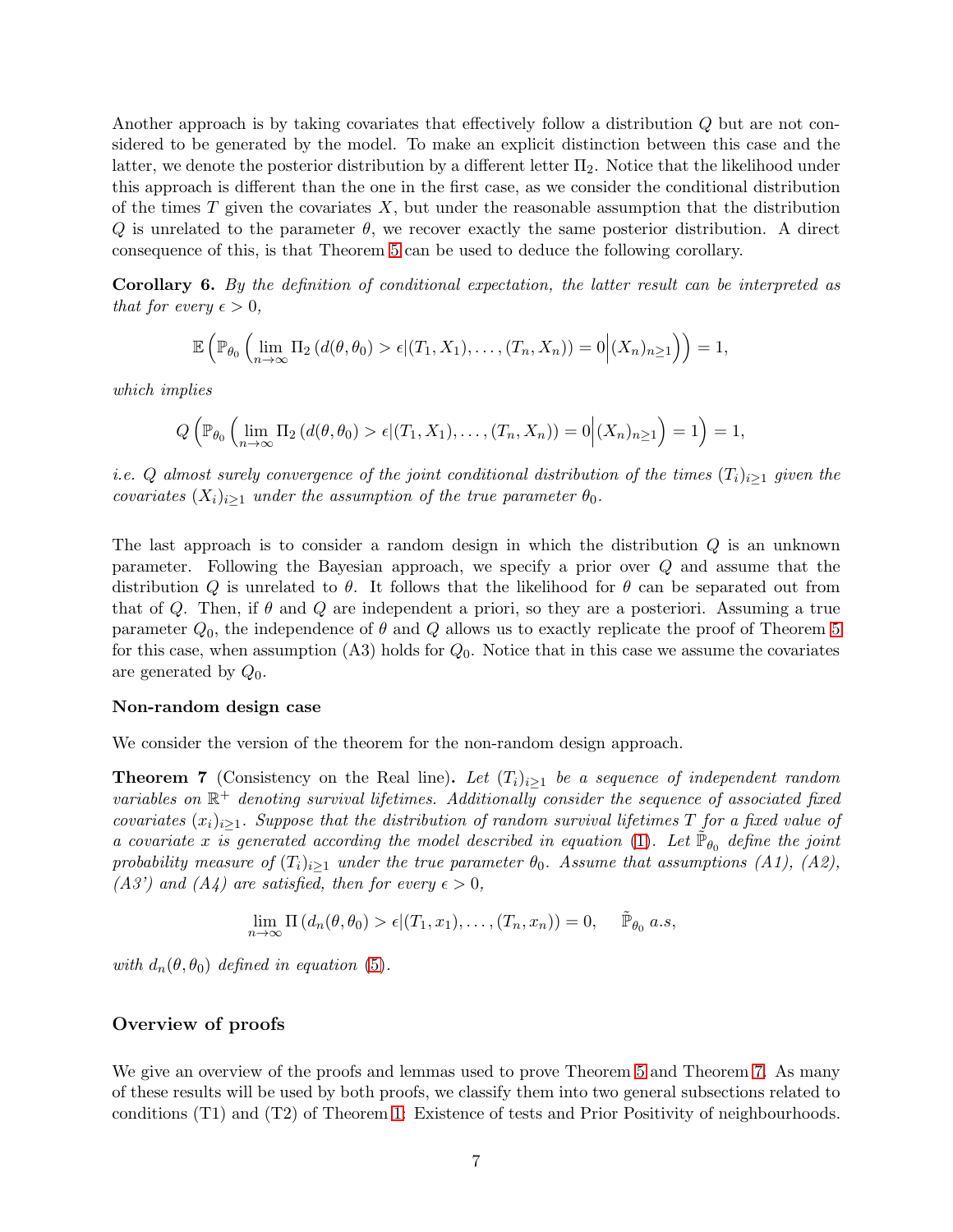Another approach is by taking covariates that effectively follow a distribution $Q$ but are not considered to be generated by the model. To make an explicit distinction between this case and the latter, we denote the posterior distribution by a different letter $\Pi_2$. Notice that the likelihood under this approach is different than the one in the first case, as we consider the conditional distribution of the times $T$ given the covariates $X$, but under the reasonable assumption that the distribution $Q$ is unrelated to the parameter $\theta$, we recover exactly the same posterior distribution. A direct consequence of this, is that Theorem 5 can be used to deduce the following corollary.

**Corollary 6.** *By the definition of conditional expectation, the latter result can be interpreted as that for every $\epsilon > 0$,*

$$\mathbb{E}\left(\mathbb{P}_{\theta_0}\left(\lim_{n\to\infty}\Pi_2\left(d(\theta,\theta_0) > \epsilon|(T_1,X_1),\ldots,(T_n,X_n)\right) = 0\Big|(X_n)_{n\geq 1}\right)\right) = 1,$$

*which implies*

$$Q\left(\mathbb{P}_{\theta_0}\left(\lim_{n\to\infty}\Pi_2\left(d(\theta,\theta_0) > \epsilon|(T_1,X_1),\ldots,(T_n,X_n)\right) = 0\Big|(X_n)_{n\geq 1}\right) = 1\right) = 1,$$

*i.e. $Q$ almost surely convergence of the joint conditional distribution of the times $(T_i)_{i\geq 1}$ given the covariates $(X_i)_{i\geq 1}$ under the assumption of the true parameter $\theta_0$.*

The last approach is to consider a random design in which the distribution $Q$ is an unknown parameter. Following the Bayesian approach, we specify a prior over $Q$ and assume that the distribution $Q$ is unrelated to $\theta$. It follows that the likelihood for $\theta$ can be separated out from that of $Q$. Then, if $\theta$ and $Q$ are independent a priori, so they are a posteriori. Assuming a true parameter $Q_0$, the independence of $\theta$ and $Q$ allows us to exactly replicate the proof of Theorem 5 for this case, when assumption (A3) holds for $Q_0$. Notice that in this case we assume the covariates are generated by $Q_0$.

### Non-random design case

We consider the version of the theorem for the non-random design approach.

**Theorem 7** (Consistency on the Real line)**.** *Let $(T_i)_{i\geq 1}$ be a sequence of independent random variables on $\mathbb{R}^+$ denoting survival lifetimes. Additionally consider the sequence of associated fixed covariates $(x_i)_{i\geq 1}$. Suppose that the distribution of random survival lifetimes $T$ for a fixed value of a covariate $x$ is generated according the model described in equation (1). Let $\tilde{\mathbb{P}}_{\theta_0}$ define the joint probability measure of $(T_i)_{i\geq 1}$ under the true parameter $\theta_0$. Assume that assumptions (A1), (A2), (A3') and (A4) are satisfied, then for every $\epsilon > 0$,*

$$\lim_{n\to\infty}\Pi\left(d_n(\theta,\theta_0) > \epsilon|(T_1,x_1),\ldots,(T_n,x_n)\right) = 0, \quad \tilde{\mathbb{P}}_{\theta_0}\ a.s,$$

*with $d_n(\theta,\theta_0)$ defined in equation (5).*

## Overview of proofs

We give an overview of the proofs and lemmas used to prove Theorem 5 and Theorem 7. As many of these results will be used by both proofs, we classify them into two general subsections related to conditions (T1) and (T2) of Theorem 1: Existence of tests and Prior Positivity of neighbourhoods.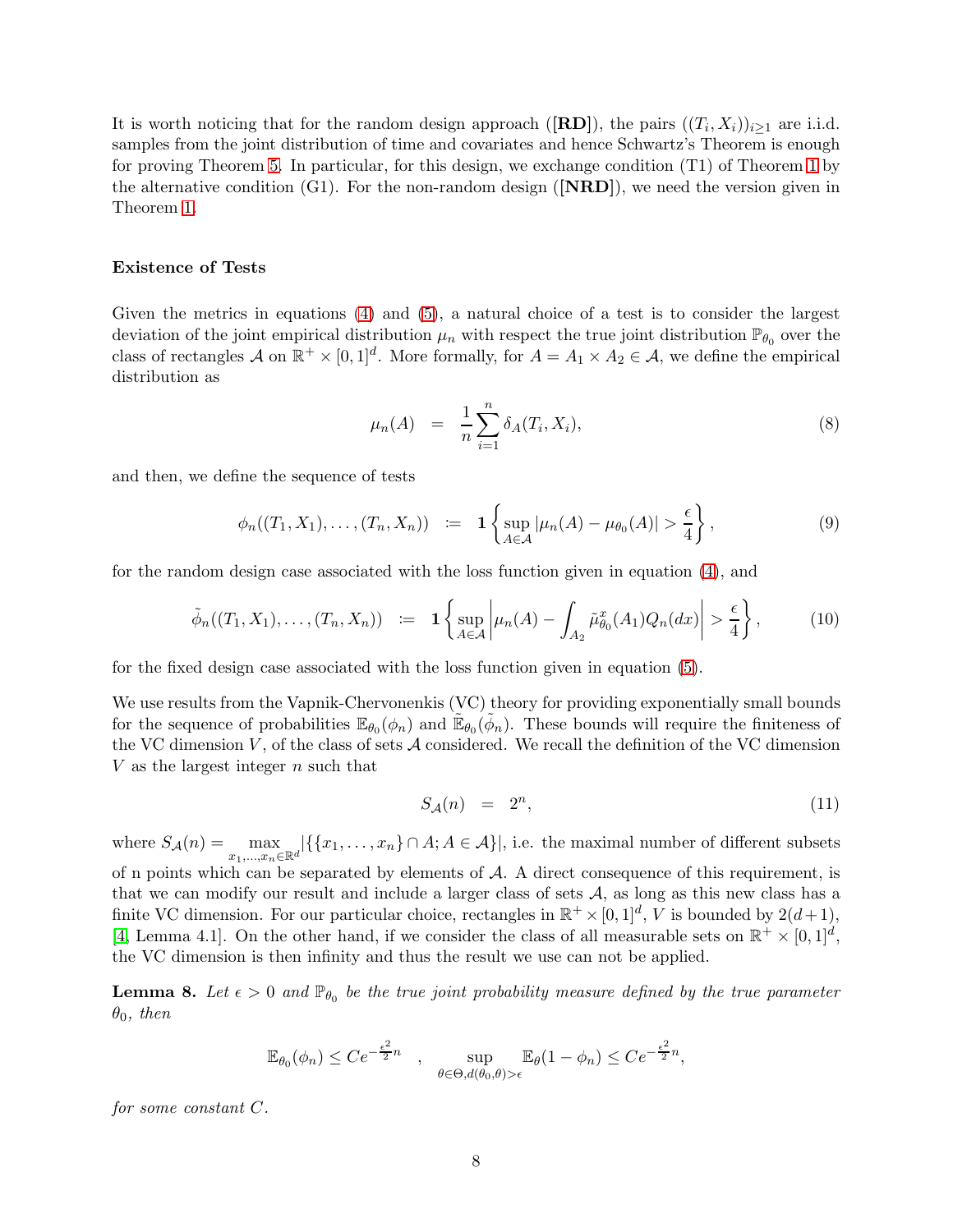It is worth noticing that for the random design approach (**[RD]**), the pairs $((T_i, X_i))_{i\geq 1}$ are i.i.d. samples from the joint distribution of time and covariates and hence Schwartz's Theorem is enough for proving Theorem 5. In particular, for this design, we exchange condition (T1) of Theorem 1 by the alternative condition (G1). For the non-random design (**[NRD]**), we need the version given in Theorem 1.

**Existence of Tests**

Given the metrics in equations (4) and (5), a natural choice of a test is to consider the largest deviation of the joint empirical distribution $\mu_n$ with respect the true joint distribution $\mathbb{P}_{\theta_0}$ over the class of rectangles $\mathcal{A}$ on $\mathbb{R}^+ \times [0,1]^d$. More formally, for $A = A_1 \times A_2 \in \mathcal{A}$, we define the empirical distribution as

$$
\mu_n(A) \;\; = \;\; \frac{1}{n}\sum_{i=1}^{n} \delta_A(T_i, X_i), \tag{8}
$$

and then, we define the sequence of tests

$$
\phi_n((T_1, X_1), \ldots, (T_n, X_n)) \;\; := \;\; \mathbf{1}\left\{ \sup_{A\in\mathcal{A}} |\mu_n(A) - \mu_{\theta_0}(A)| > \frac{\epsilon}{4} \right\}, \tag{9}
$$

for the random design case associated with the loss function given in equation (4), and

$$
\tilde{\phi}_n((T_1, X_1), \ldots, (T_n, X_n)) \;\; := \;\; \mathbf{1}\left\{ \sup_{A\in\mathcal{A}} \left| \mu_n(A) - \int_{A_2} \tilde{\mu}^x_{\theta_0}(A_1) Q_n(dx) \right| > \frac{\epsilon}{4} \right\}, \tag{10}
$$

for the fixed design case associated with the loss function given in equation (5).

We use results from the Vapnik-Chervonenkis (VC) theory for providing exponentially small bounds for the sequence of probabilities $\mathbb{E}_{\theta_0}(\phi_n)$ and $\tilde{\mathbb{E}}_{\theta_0}(\tilde{\phi}_n)$. These bounds will require the finiteness of the VC dimension $V$, of the class of sets $\mathcal{A}$ considered. We recall the definition of the VC dimension $V$ as the largest integer $n$ such that

$$
S_{\mathcal{A}}(n) \;\; = \;\; 2^n, \tag{11}
$$

where $S_{\mathcal{A}}(n) = \max_{x_1,\ldots,x_n \in \mathbb{R}^d} |\{\{x_1, \ldots, x_n\} \cap A; A \in \mathcal{A}\}|$, i.e. the maximal number of different subsets of n points which can be separated by elements of $\mathcal{A}$. A direct consequence of this requirement, is that we can modify our result and include a larger class of sets $\mathcal{A}$, as long as this new class has a finite VC dimension. For our particular choice, rectangles in $\mathbb{R}^+ \times [0,1]^d$, $V$ is bounded by $2(d+1)$, [4, Lemma 4.1]. On the other hand, if we consider the class of all measurable sets on $\mathbb{R}^+ \times [0,1]^d$, the VC dimension is then infinity and thus the result we use can not be applied.

**Lemma 8.** *Let $\epsilon > 0$ and $\mathbb{P}_{\theta_0}$ be the true joint probability measure defined by the true parameter $\theta_0$, then*

$$
\mathbb{E}_{\theta_0}(\phi_n) \leq Ce^{-\frac{\epsilon^2}{2}n} \quad , \quad \sup_{\theta\in\Theta, d(\theta_0,\theta)>\epsilon} \mathbb{E}_{\theta}(1-\phi_n) \leq Ce^{-\frac{\epsilon^2}{2}n},
$$

*for some constant $C$.*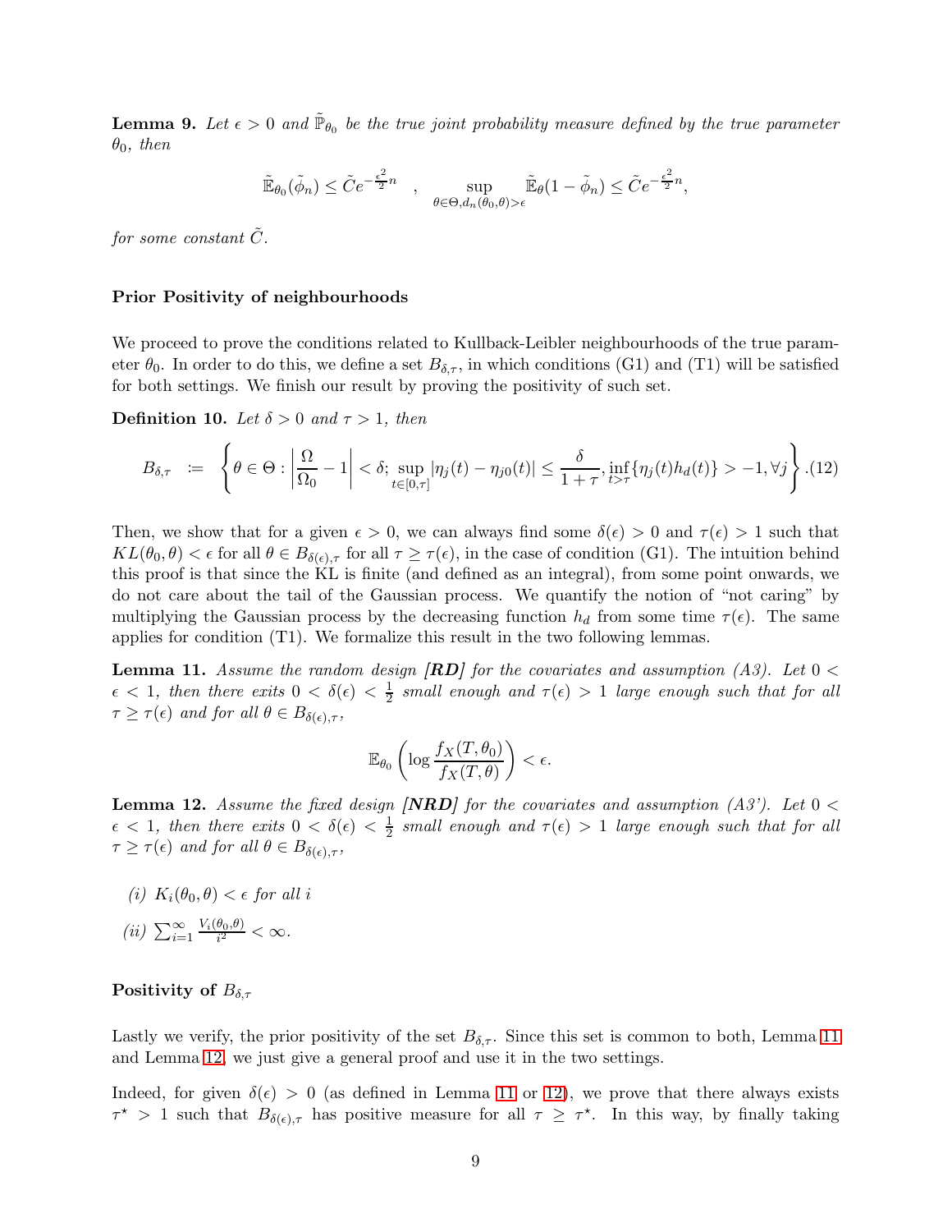**Lemma 9.** *Let $\epsilon > 0$ and $\tilde{\mathbb{P}}_{\theta_0}$ be the true joint probability measure defined by the true parameter $\theta_0$, then*

$$\tilde{\mathbb{E}}_{\theta_0}(\tilde{\phi}_n) \leq \tilde{C}e^{-\frac{\epsilon^2}{2}n} \quad , \quad \sup_{\theta \in \Theta, d_n(\theta_0,\theta) > \epsilon} \tilde{\mathbb{E}}_{\theta}(1 - \tilde{\phi}_n) \leq \tilde{C}e^{-\frac{\epsilon^2}{2}n},$$

*for some constant $\tilde{C}$.*

**Prior Positivity of neighbourhoods**

We proceed to prove the conditions related to Kullback-Leibler neighbourhoods of the true parameter $\theta_0$. In order to do this, we define a set $B_{\delta,\tau}$, in which conditions (G1) and (T1) will be satisfied for both settings. We finish our result by proving the positivity of such set.

**Definition 10.** *Let $\delta > 0$ and $\tau > 1$, then*

$$B_{\delta,\tau} \ := \ \left\{ \theta \in \Theta : \left| \frac{\Omega}{\Omega_0} - 1 \right| < \delta; \sup_{t \in [0,\tau]} |\eta_j(t) - \eta_{j0}(t)| \leq \frac{\delta}{1+\tau}, \inf_{t > \tau} \{\eta_j(t) h_d(t)\} > -1, \forall j \right\}. \quad (12)$$

Then, we show that for a given $\epsilon > 0$, we can always find some $\delta(\epsilon) > 0$ and $\tau(\epsilon) > 1$ such that $KL(\theta_0, \theta) < \epsilon$ for all $\theta \in B_{\delta(\epsilon),\tau}$ for all $\tau \geq \tau(\epsilon)$, in the case of condition (G1). The intuition behind this proof is that since the KL is finite (and defined as an integral), from some point onwards, we do not care about the tail of the Gaussian process. We quantify the notion of "not caring" by multiplying the Gaussian process by the decreasing function $h_d$ from some time $\tau(\epsilon)$. The same applies for condition (T1). We formalize this result in the two following lemmas.

**Lemma 11.** *Assume the random design **[RD]** for the covariates and assumption (A3). Let $0 < \epsilon < 1$, then there exits $0 < \delta(\epsilon) < \frac{1}{2}$ small enough and $\tau(\epsilon) > 1$ large enough such that for all $\tau \geq \tau(\epsilon)$ and for all $\theta \in B_{\delta(\epsilon),\tau}$,*

$$\mathbb{E}_{\theta_0}\left( \log \frac{f_X(T, \theta_0)}{f_X(T, \theta)} \right) < \epsilon.$$

**Lemma 12.** *Assume the fixed design **[NRD]** for the covariates and assumption (A3'). Let $0 < \epsilon < 1$, then there exits $0 < \delta(\epsilon) < \frac{1}{2}$ small enough and $\tau(\epsilon) > 1$ large enough such that for all $\tau \geq \tau(\epsilon)$ and for all $\theta \in B_{\delta(\epsilon),\tau}$,*

*(i) $K_i(\theta_0, \theta) < \epsilon$ for all $i$*

*(ii) $\sum_{i=1}^{\infty} \frac{V_i(\theta_0,\theta)}{i^2} < \infty$.*

**Positivity of $B_{\delta,\tau}$**

Lastly we verify, the prior positivity of the set $B_{\delta,\tau}$. Since this set is common to both, Lemma 11 and Lemma 12, we just give a general proof and use it in the two settings.

Indeed, for given $\delta(\epsilon) > 0$ (as defined in Lemma 11 or 12), we prove that there always exists $\tau^\star > 1$ such that $B_{\delta(\epsilon),\tau}$ has positive measure for all $\tau \geq \tau^\star$. In this way, by finally taking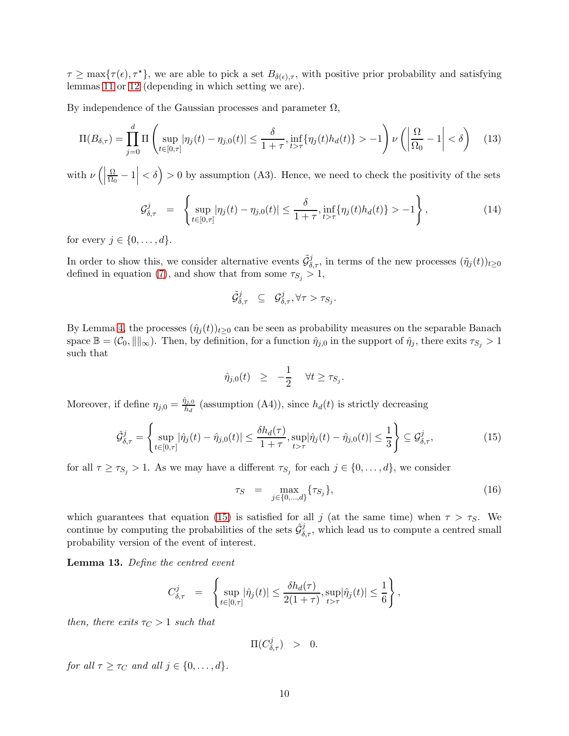$\tau \geq \max\{\tau(\epsilon), \tau^\star\}$, we are able to pick a set $B_{\delta(\epsilon),\tau}$, with positive prior probability and satisfying lemmas 11 or 12 (depending in which setting we are).

By independence of the Gaussian processes and parameter $\Omega$,

$$
\Pi(B_{\delta,\tau}) = \prod_{j=0}^{d} \Pi\left( \sup_{t\in[0,\tau]} |\eta_j(t) - \eta_{j,0}(t)| \leq \frac{\delta}{1+\tau}, \inf_{t>\tau}\{\eta_j(t) h_d(t)\} > -1 \right) \nu\left( \left| \frac{\Omega}{\Omega_0} - 1 \right| < \delta \right) \tag{13}
$$

with $\nu\left( \left| \frac{\Omega}{\Omega_0} - 1 \right| < \delta \right) > 0$ by assumption (A3). Hence, we need to check the positivity of the sets

$$
\mathcal{G}^j_{\delta,\tau} = \left\{ \sup_{t\in[0,\tau]} |\eta_j(t) - \eta_{j,0}(t)| \leq \frac{\delta}{1+\tau}, \inf_{t>\tau}\{\eta_j(t) h_d(t)\} > -1 \right\}, \tag{14}
$$

for every $j \in \{0, \ldots, d\}$.

In order to show this, we consider alternative events $\tilde{\mathcal{G}}^j_{\delta,\tau}$, in terms of the new processes $(\tilde{\eta}_j(t))_{t\geq 0}$ defined in equation (7), and show that from some $\tau_{S_j} > 1$,

$$
\tilde{\mathcal{G}}^j_{\delta,\tau} \subseteq \mathcal{G}^j_{\delta,\tau}, \forall \tau > \tau_{S_j}.
$$

By Lemma 4, the processes $(\hat{\eta}_j(t))_{t\geq 0}$ can be seen as probability measures on the separable Banach space $\mathbb{B} = (\mathcal{C}_0, \|\|_\infty)$. Then, by definition, for a function $\hat{\eta}_{j,0}$ in the support of $\hat{\eta}_j$, there exits $\tau_{S_j} > 1$ such that

$$
\hat{\eta}_{j,0}(t) \geq -\frac{1}{2} \quad \forall t \geq \tau_{S_j}.
$$

Moreover, if define $\eta_{j,0} = \frac{\hat{\eta}_{j,0}}{h_d}$ (assumption (A4)), since $h_d(t)$ is strictly decreasing

$$
\hat{\mathcal{G}}^j_{\delta,\tau} = \left\{ \sup_{t\in[0,\tau]} |\hat{\eta}_j(t) - \hat{\eta}_{j,0}(t)| \leq \frac{\delta h_d(\tau)}{1+\tau}, \sup_{t>\tau} |\hat{\eta}_j(t) - \hat{\eta}_{j,0}(t)| \leq \frac{1}{3} \right\} \subseteq \mathcal{G}^j_{\delta,\tau}, \tag{15}
$$

for all $\tau \geq \tau_{S_j} > 1$. As we may have a different $\tau_{S_j}$ for each $j \in \{0, \ldots, d\}$, we consider

$$
\tau_S = \max_{j\in\{0,\ldots,d\}} \{\tau_{S_j}\}, \tag{16}
$$

which guarantees that equation (15) is satisfied for all $j$ (at the same time) when $\tau > \tau_S$. We continue by computing the probabilities of the sets $\hat{\mathcal{G}}^j_{\delta,\tau}$, which lead us to compute a centred small probability version of the event of interest.

**Lemma 13.** *Define the centred event*

$$
C^j_{\delta,\tau} = \left\{ \sup_{t\in[0,\tau]} |\hat{\eta}_j(t)| \leq \frac{\delta h_d(\tau)}{2(1+\tau)}, \sup_{t>\tau} |\hat{\eta}_j(t)| \leq \frac{1}{6} \right\},
$$

*then, there exits $\tau_C > 1$ such that*

$$
\Pi(C^j_{\delta,\tau}) > 0.
$$

*for all $\tau \geq \tau_C$ and all $j \in \{0, \ldots, d\}$.*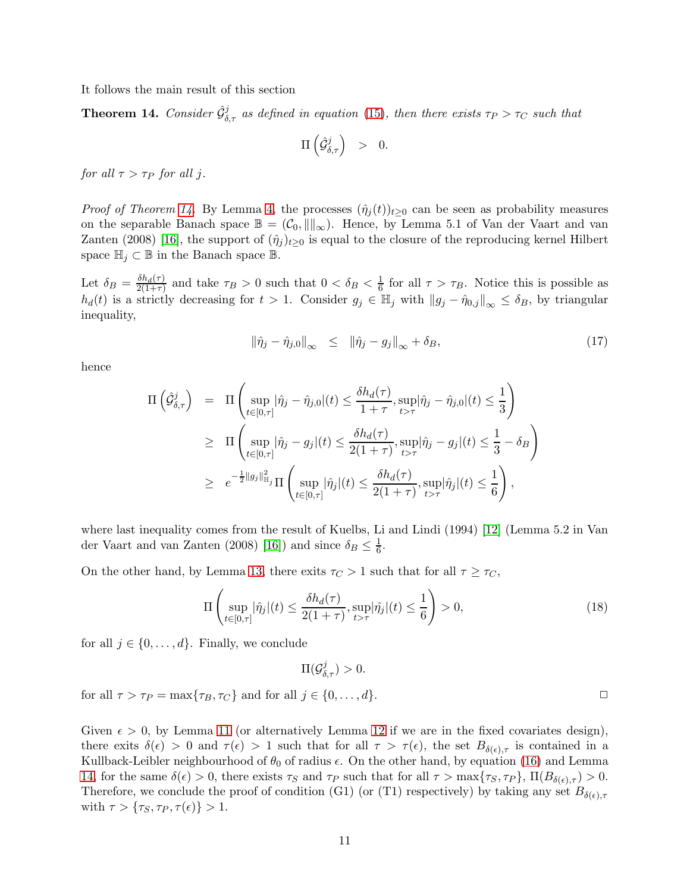It follows the main result of this section

**Theorem 14.** *Consider $\hat{\mathcal{G}}^j_{\delta,\tau}$ as defined in equation (15), then there exists $\tau_P > \tau_C$ such that*

$$\Pi\left(\hat{\mathcal{G}}^j_{\delta,\tau}\right) \quad > \quad 0.$$

*for all $\tau > \tau_P$ for all $j$.*

*Proof of Theorem 14.* By Lemma 4, the processes $(\hat{\eta}_j(t))_{t\geq 0}$ can be seen as probability measures on the separable Banach space $\mathbb{B} = (\mathcal{C}_0, \|\|_\infty)$. Hence, by Lemma 5.1 of Van der Vaart and van Zanten (2008) [16], the support of $(\hat{\eta}_j)_{t\geq 0}$ is equal to the closure of the reproducing kernel Hilbert space $\mathbb{H}_j \subset \mathbb{B}$ in the Banach space $\mathbb{B}$.

Let $\delta_B = \frac{\delta h_d(\tau)}{2(1+\tau)}$ and take $\tau_B > 0$ such that $0 < \delta_B < \frac{1}{6}$ for all $\tau > \tau_B$. Notice this is possible as $h_d(t)$ is a strictly decreasing for $t > 1$. Consider $g_j \in \mathbb{H}_j$ with $\|g_j - \hat{\eta}_{0,j}\|_\infty \leq \delta_B$, by triangular inequality,

$$\|\hat{\eta}_j - \hat{\eta}_{j,0}\|_\infty \quad \leq \quad \|\hat{\eta}_j - g_j\|_\infty + \delta_B, \tag{17}$$

hence

$$\begin{aligned}
\Pi\left(\hat{\mathcal{G}}^j_{\delta,\tau}\right) &= \Pi\left(\sup_{t\in[0,\tau]}|\hat{\eta}_j - \hat{\eta}_{j,0}|(t) \leq \frac{\delta h_d(\tau)}{1+\tau}, \sup_{t>\tau}|\hat{\eta}_j - \hat{\eta}_{j,0}|(t) \leq \frac{1}{3}\right) \\
&\geq \Pi\left(\sup_{t\in[0,\tau]}|\hat{\eta}_j - g_j|(t) \leq \frac{\delta h_d(\tau)}{2(1+\tau)}, \sup_{t>\tau}|\hat{\eta}_j - g_j|(t) \leq \frac{1}{3} - \delta_B\right) \\
&\geq e^{-\frac{1}{2}\|g_j\|^2_{\mathbb{H}_j}} \Pi\left(\sup_{t\in[0,\tau]}|\hat{\eta}_j|(t) \leq \frac{\delta h_d(\tau)}{2(1+\tau)}, \sup_{t>\tau}|\hat{\eta}_j|(t) \leq \frac{1}{6}\right),
\end{aligned}$$

where last inequality comes from the result of Kuelbs, Li and Lindi (1994) [12] (Lemma 5.2 in Van der Vaart and van Zanten (2008) [16]) and since $\delta_B \leq \frac{1}{6}$.

On the other hand, by Lemma 13, there exits $\tau_C > 1$ such that for all $\tau \geq \tau_C$,

$$\Pi\left(\sup_{t\in[0,\tau]}|\hat{\eta}_j|(t) \leq \frac{\delta h_d(\tau)}{2(1+\tau)}, \sup_{t>\tau}|\hat{\eta}_j|(t) \leq \frac{1}{6}\right) > 0, \tag{18}$$

for all $j \in \{0, \ldots, d\}$. Finally, we conclude

$$\Pi(\mathcal{G}^j_{\delta,\tau}) > 0.$$

for all $\tau > \tau_P = \max\{\tau_B, \tau_C\}$ and for all $j \in \{0, \ldots, d\}$. □

Given $\epsilon > 0$, by Lemma 11 (or alternatively Lemma 12 if we are in the fixed covariates design), there exits $\delta(\epsilon) > 0$ and $\tau(\epsilon) > 1$ such that for all $\tau > \tau(\epsilon)$, the set $B_{\delta(\epsilon),\tau}$ is contained in a Kullback-Leibler neighbourhood of $\theta_0$ of radius $\epsilon$. On the other hand, by equation (16) and Lemma 14, for the same $\delta(\epsilon) > 0$, there exists $\tau_S$ and $\tau_P$ such that for all $\tau > \max\{\tau_S, \tau_P\}$, $\Pi(B_{\delta(\epsilon),\tau}) > 0$. Therefore, we conclude the proof of condition (G1) (or (T1) respectively) by taking any set $B_{\delta(\epsilon),\tau}$ with $\tau > \{\tau_S, \tau_P, \tau(\epsilon)\} > 1$.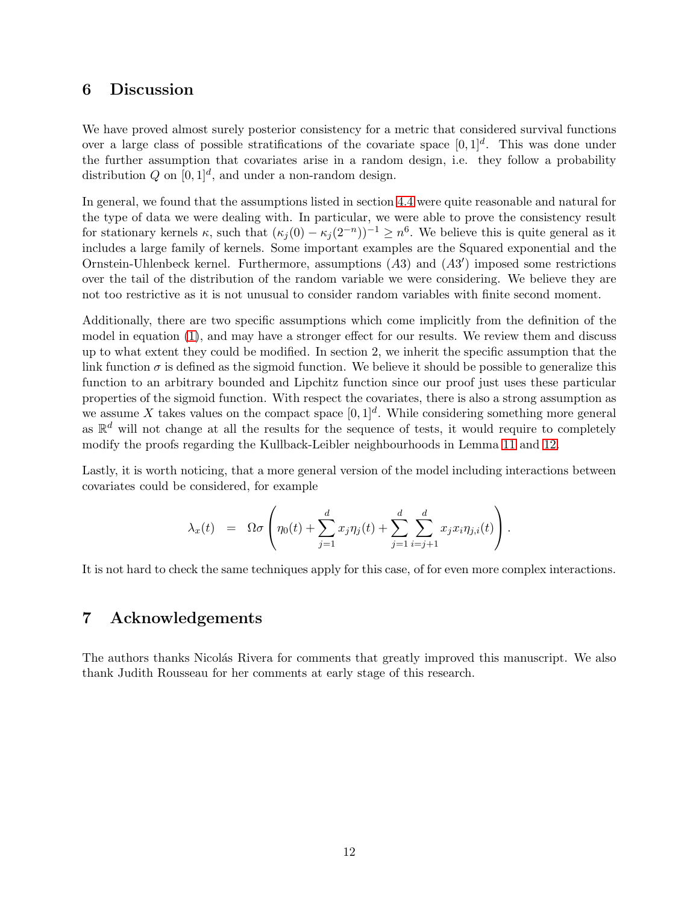## 6 Discussion

We have proved almost surely posterior consistency for a metric that considered survival functions over a large class of possible stratifications of the covariate space $[0,1]^d$. This was done under the further assumption that covariates arise in a random design, i.e. they follow a probability distribution $Q$ on $[0,1]^d$, and under a non-random design.

In general, we found that the assumptions listed in section 4.4 were quite reasonable and natural for the type of data we were dealing with. In particular, we were able to prove the consistency result for stationary kernels $\kappa$, such that $(\kappa_j(0) - \kappa_j(2^{-n}))^{-1} \geq n^6$. We believe this is quite general as it includes a large family of kernels. Some important examples are the Squared exponential and the Ornstein-Uhlenbeck kernel. Furthermore, assumptions $(A3)$ and $(A3')$ imposed some restrictions over the tail of the distribution of the random variable we were considering. We believe they are not too restrictive as it is not unusual to consider random variables with finite second moment.

Additionally, there are two specific assumptions which come implicitly from the definition of the model in equation (1), and may have a stronger effect for our results. We review them and discuss up to what extent they could be modified. In section 2, we inherit the specific assumption that the link function $\sigma$ is defined as the sigmoid function. We believe it should be possible to generalize this function to an arbitrary bounded and Lipchitz function since our proof just uses these particular properties of the sigmoid function. With respect the covariates, there is also a strong assumption as we assume $X$ takes values on the compact space $[0,1]^d$. While considering something more general as $\mathbb{R}^d$ will not change at all the results for the sequence of tests, it would require to completely modify the proofs regarding the Kullback-Leibler neighbourhoods in Lemma 11 and 12.

Lastly, it is worth noticing, that a more general version of the model including interactions between covariates could be considered, for example

$$\lambda_x(t) \quad = \quad \Omega\sigma\left(\eta_0(t) + \sum_{j=1}^{d} x_j\eta_j(t) + \sum_{j=1}^{d}\sum_{i=j+1}^{d} x_j x_i \eta_{j,i}(t)\right).$$

It is not hard to check the same techniques apply for this case, of for even more complex interactions.

## 7 Acknowledgements

The authors thanks Nicolás Rivera for comments that greatly improved this manuscript. We also thank Judith Rousseau for her comments at early stage of this research.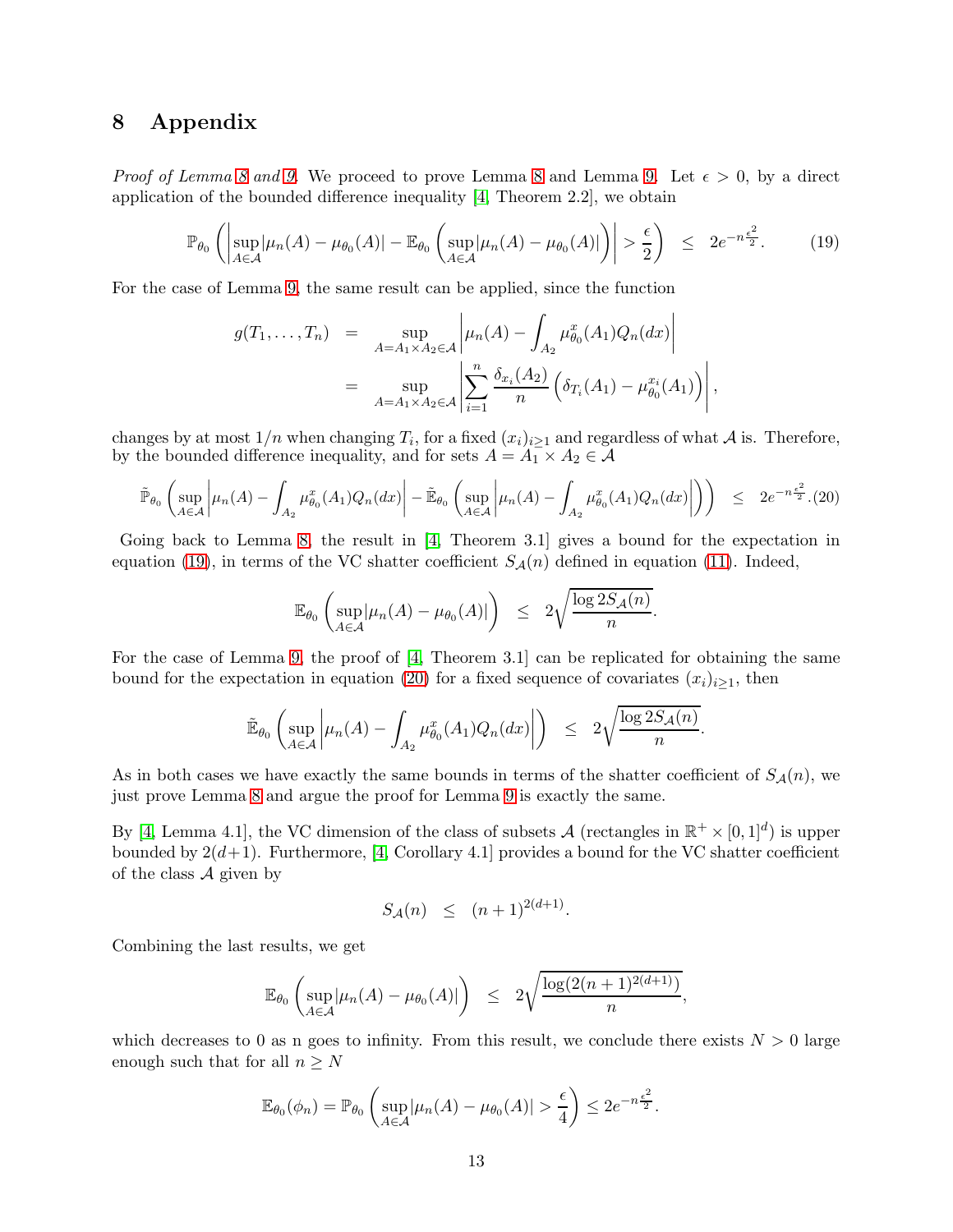# 8 Appendix

*Proof of Lemma 8 and 9.* We proceed to prove Lemma 8 and Lemma 9. Let $\epsilon > 0$, by a direct application of the bounded difference inequality [4, Theorem 2.2], we obtain

$$\mathbb{P}_{\theta_0}\left(\left|\sup_{A\in\mathcal{A}}|\mu_n(A) - \mu_{\theta_0}(A)| - \mathbb{E}_{\theta_0}\left(\sup_{A\in\mathcal{A}}|\mu_n(A) - \mu_{\theta_0}(A)|\right)\right| > \frac{\epsilon}{2}\right) \leq 2e^{-n\frac{\epsilon^2}{2}}. \quad (19)$$

For the case of Lemma 9, the same result can be applied, since the function

$$\begin{aligned} g(T_1,\ldots,T_n) &= \sup_{A=A_1\times A_2\in\mathcal{A}}\left|\mu_n(A) - \int_{A_2}\mu_{\theta_0}^x(A_1)Q_n(dx)\right| \\ &= \sup_{A=A_1\times A_2\in\mathcal{A}}\left|\sum_{i=1}^n \frac{\delta_{x_i}(A_2)}{n}\left(\delta_{T_i}(A_1) - \mu_{\theta_0}^{x_i}(A_1)\right)\right|, \end{aligned}$$

changes by at most $1/n$ when changing $T_i$, for a fixed $(x_i)_{i\geq 1}$ and regardless of what $\mathcal{A}$ is. Therefore, by the bounded difference inequality, and for sets $A = A_1 \times A_2 \in \mathcal{A}$

$$\tilde{\mathbb{P}}_{\theta_0}\left(\sup_{A\in\mathcal{A}}\left|\mu_n(A) - \int_{A_2}\mu_{\theta_0}^x(A_1)Q_n(dx)\right| - \tilde{\mathbb{E}}_{\theta_0}\left(\sup_{A\in\mathcal{A}}\left|\mu_n(A) - \int_{A_2}\mu_{\theta_0}^x(A_1)Q_n(dx)\right|\right)\right) \leq 2e^{-n\frac{\epsilon^2}{2}}. \quad (20)$$

Going back to Lemma 8, the result in [4, Theorem 3.1] gives a bound for the expectation in equation (19), in terms of the VC shatter coefficient $S_{\mathcal{A}}(n)$ defined in equation (11). Indeed,

$$\mathbb{E}_{\theta_0}\left(\sup_{A\in\mathcal{A}}|\mu_n(A) - \mu_{\theta_0}(A)|\right) \leq 2\sqrt{\frac{\log 2S_{\mathcal{A}}(n)}{n}}.$$

For the case of Lemma 9, the proof of [4, Theorem 3.1] can be replicated for obtaining the same bound for the expectation in equation (20) for a fixed sequence of covariates $(x_i)_{i\geq 1}$, then

$$\tilde{\mathbb{E}}_{\theta_0}\left(\sup_{A\in\mathcal{A}}\left|\mu_n(A) - \int_{A_2}\mu_{\theta_0}^x(A_1)Q_n(dx)\right|\right) \leq 2\sqrt{\frac{\log 2S_{\mathcal{A}}(n)}{n}}.$$

As in both cases we have exactly the same bounds in terms of the shatter coefficient of $S_{\mathcal{A}}(n)$, we just prove Lemma 8 and argue the proof for Lemma 9 is exactly the same.

By [4, Lemma 4.1], the VC dimension of the class of subsets $\mathcal{A}$ (rectangles in $\mathbb{R}^+ \times [0,1]^d$) is upper bounded by $2(d+1)$. Furthermore, [4, Corollary 4.1] provides a bound for the VC shatter coefficient of the class $\mathcal{A}$ given by

$$S_{\mathcal{A}}(n) \leq (n+1)^{2(d+1)}.$$

Combining the last results, we get

$$\mathbb{E}_{\theta_0}\left(\sup_{A\in\mathcal{A}}|\mu_n(A) - \mu_{\theta_0}(A)|\right) \leq 2\sqrt{\frac{\log(2(n+1)^{2(d+1)})}{n}},$$

which decreases to 0 as n goes to infinity. From this result, we conclude there exists $N > 0$ large enough such that for all $n \geq N$

$$\mathbb{E}_{\theta_0}(\phi_n) = \mathbb{P}_{\theta_0}\left(\sup_{A\in\mathcal{A}}|\mu_n(A) - \mu_{\theta_0}(A)| > \frac{\epsilon}{4}\right) \leq 2e^{-n\frac{\epsilon^2}{2}}.$$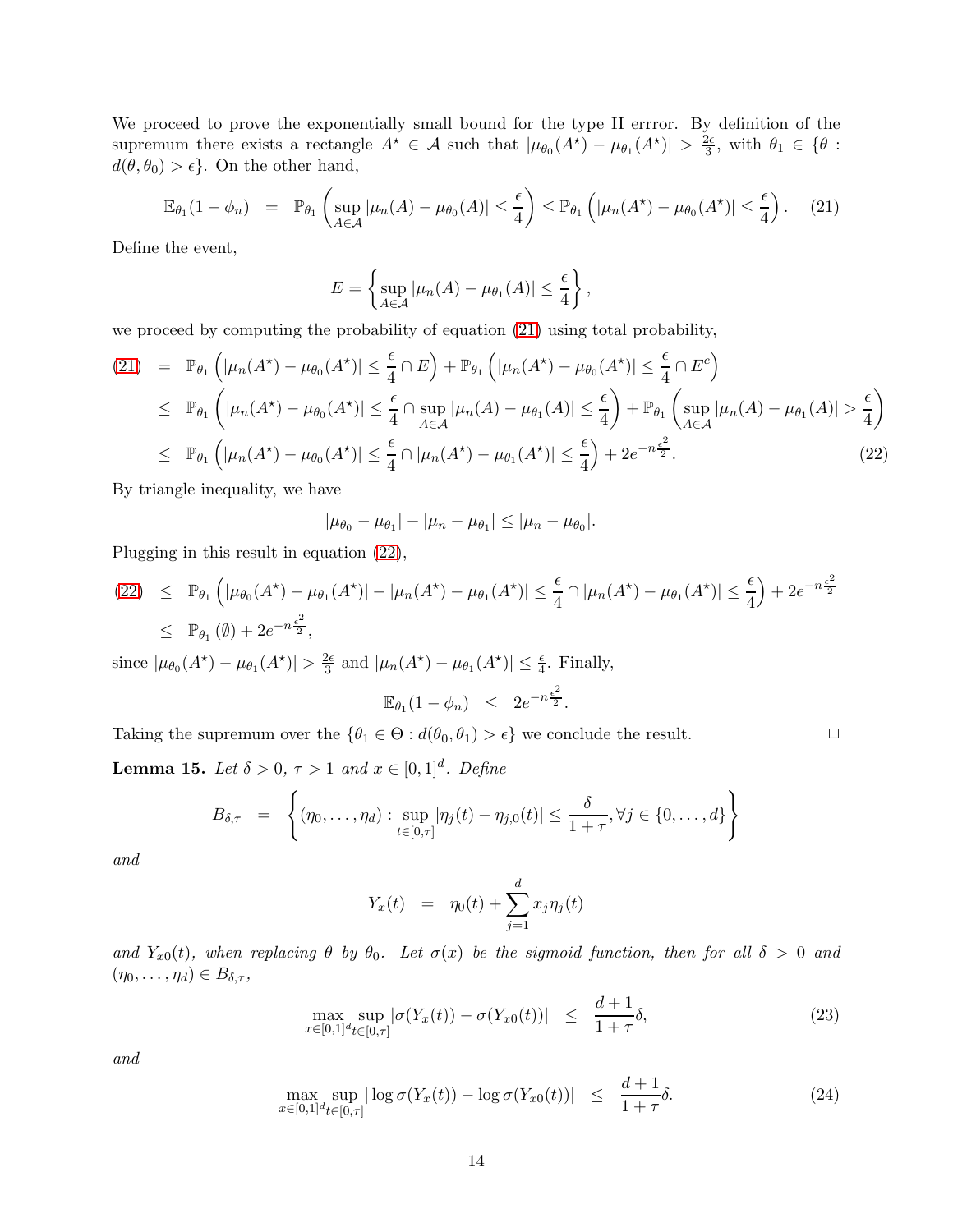We proceed to prove the exponentially small bound for the type II errror. By definition of the supremum there exists a rectangle $A^\star \in \mathcal{A}$ such that $|\mu_{\theta_0}(A^\star) - \mu_{\theta_1}(A^\star)| > \frac{2\epsilon}{3}$, with $\theta_1 \in \{\theta : d(\theta, \theta_0) > \epsilon\}$. On the other hand,

$$\mathbb{E}_{\theta_1}(1-\phi_n) \;=\; \mathbb{P}_{\theta_1}\left(\sup_{A\in\mathcal{A}} |\mu_n(A) - \mu_{\theta_0}(A)| \leq \frac{\epsilon}{4}\right) \leq \mathbb{P}_{\theta_1}\left(|\mu_n(A^\star) - \mu_{\theta_0}(A^\star)| \leq \frac{\epsilon}{4}\right). \quad (21)$$

Define the event,

$$E = \left\{\sup_{A\in\mathcal{A}} |\mu_n(A) - \mu_{\theta_1}(A)| \leq \frac{\epsilon}{4}\right\},$$

we proceed by computing the probability of equation (21) using total probability,

$$\begin{aligned}
(21) \;&=\; \mathbb{P}_{\theta_1}\left(|\mu_n(A^\star) - \mu_{\theta_0}(A^\star)| \leq \frac{\epsilon}{4} \cap E\right) + \mathbb{P}_{\theta_1}\left(|\mu_n(A^\star) - \mu_{\theta_0}(A^\star)| \leq \frac{\epsilon}{4} \cap E^c\right) \\
&\leq\; \mathbb{P}_{\theta_1}\left(|\mu_n(A^\star) - \mu_{\theta_0}(A^\star)| \leq \frac{\epsilon}{4} \cap \sup_{A\in\mathcal{A}} |\mu_n(A) - \mu_{\theta_1}(A)| \leq \frac{\epsilon}{4}\right) + \mathbb{P}_{\theta_1}\left(\sup_{A\in\mathcal{A}} |\mu_n(A) - \mu_{\theta_1}(A)| > \frac{\epsilon}{4}\right) \\
&\leq\; \mathbb{P}_{\theta_1}\left(|\mu_n(A^\star) - \mu_{\theta_0}(A^\star)| \leq \frac{\epsilon}{4} \cap |\mu_n(A^\star) - \mu_{\theta_1}(A^\star)| \leq \frac{\epsilon}{4}\right) + 2e^{-n\frac{\epsilon^2}{2}}. \quad (22)
\end{aligned}$$

By triangle inequality, we have

$$|\mu_{\theta_0} - \mu_{\theta_1}| - |\mu_n - \mu_{\theta_1}| \leq |\mu_n - \mu_{\theta_0}|.$$

Plugging in this result in equation (22),

$$\begin{aligned}
(22) \;&\leq\; \mathbb{P}_{\theta_1}\left(|\mu_{\theta_0}(A^\star) - \mu_{\theta_1}(A^\star)| - |\mu_n(A^\star) - \mu_{\theta_1}(A^\star)| \leq \frac{\epsilon}{4} \cap |\mu_n(A^\star) - \mu_{\theta_1}(A^\star)| \leq \frac{\epsilon}{4}\right) + 2e^{-n\frac{\epsilon^2}{2}} \\
&\leq\; \mathbb{P}_{\theta_1}(\emptyset) + 2e^{-n\frac{\epsilon^2}{2}},
\end{aligned}$$

since $|\mu_{\theta_0}(A^\star) - \mu_{\theta_1}(A^\star)| > \frac{2\epsilon}{3}$ and $|\mu_n(A^\star) - \mu_{\theta_1}(A^\star)| \leq \frac{\epsilon}{4}$. Finally,

$$\mathbb{E}_{\theta_1}(1-\phi_n) \;\leq\; 2e^{-n\frac{\epsilon^2}{2}}.$$

Taking the supremum over the $\{\theta_1 \in \Theta : d(\theta_0, \theta_1) > \epsilon\}$ we conclude the result. □

**Lemma 15.** *Let $\delta > 0$, $\tau > 1$ and $x \in [0,1]^d$. Define*

$$B_{\delta,\tau} \;=\; \left\{(\eta_0, \ldots, \eta_d) : \sup_{t\in[0,\tau]} |\eta_j(t) - \eta_{j,0}(t)| \leq \frac{\delta}{1+\tau}, \forall j \in \{0, \ldots, d\}\right\}$$

*and*

$$Y_x(t) \;=\; \eta_0(t) + \sum_{j=1}^{d} x_j \eta_j(t)$$

*and $Y_{x0}(t)$, when replacing $\theta$ by $\theta_0$. Let $\sigma(x)$ be the sigmoid function, then for all $\delta > 0$ and $(\eta_0, \ldots, \eta_d) \in B_{\delta,\tau}$,*

$$\max_{x\in[0,1]^d} \sup_{t\in[0,\tau]} |\sigma(Y_x(t)) - \sigma(Y_{x0}(t))| \;\leq\; \frac{d+1}{1+\tau}\delta, \quad (23)$$

*and*

$$\max_{x\in[0,1]^d} \sup_{t\in[0,\tau]} |\log\sigma(Y_x(t)) - \log\sigma(Y_{x0}(t))| \;\leq\; \frac{d+1}{1+\tau}\delta. \quad (24)$$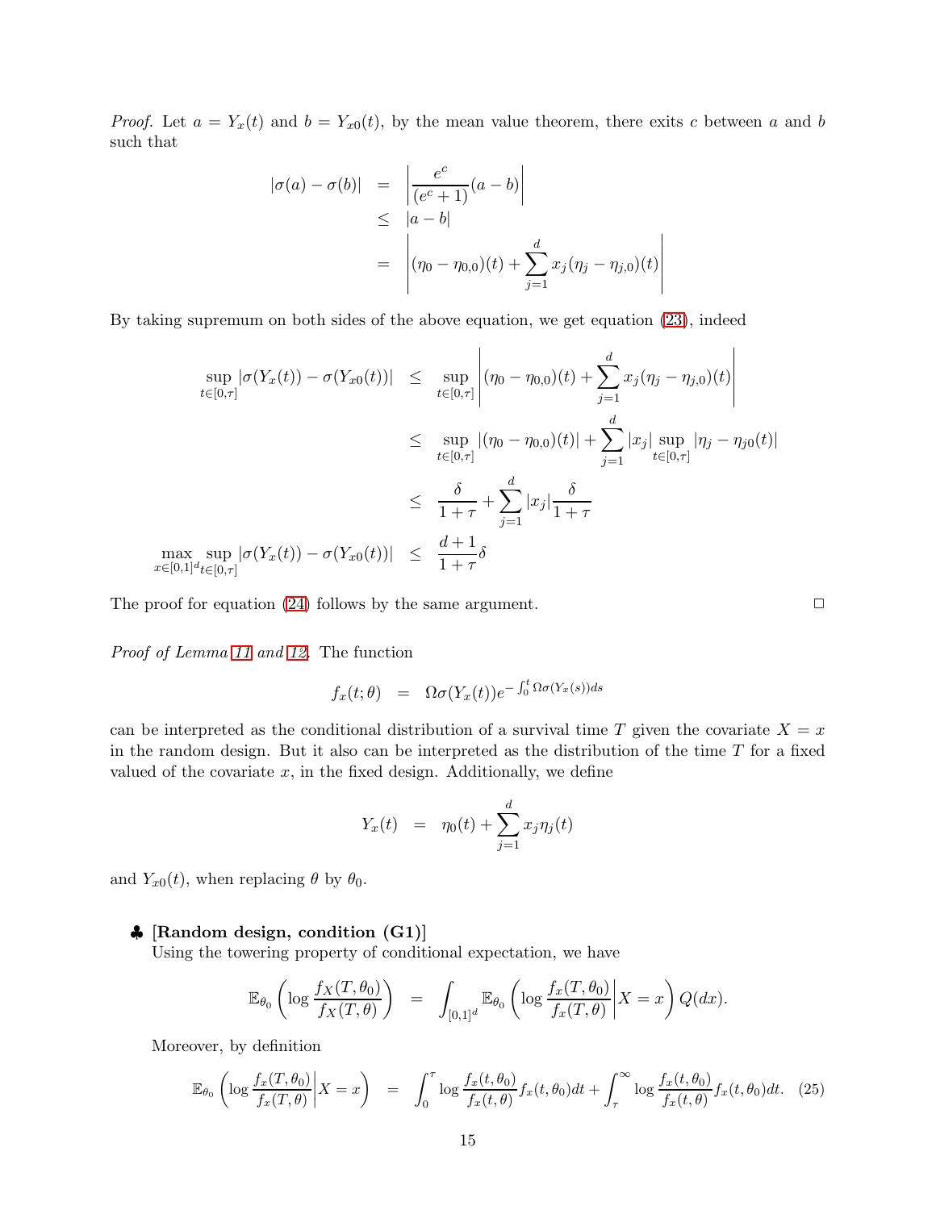*Proof.* Let $a = Y_x(t)$ and $b = Y_{x0}(t)$, by the mean value theorem, there exits $c$ between $a$ and $b$ such that

$$
\begin{aligned}
|\sigma(a) - \sigma(b)| &= \left| \frac{e^c}{(e^c+1)}(a-b) \right| \\
&\leq |a-b| \\
&= \left| (\eta_0 - \eta_{0,0})(t) + \sum_{j=1}^{d} x_j(\eta_j - \eta_{j,0})(t) \right|
\end{aligned}
$$

By taking supremum on both sides of the above equation, we get equation (23), indeed

$$
\begin{aligned}
\sup_{t\in[0,\tau]} |\sigma(Y_x(t)) - \sigma(Y_{x0}(t))| &\leq \sup_{t\in[0,\tau]} \left| (\eta_0 - \eta_{0,0})(t) + \sum_{j=1}^{d} x_j(\eta_j - \eta_{j,0})(t) \right| \\
&\leq \sup_{t\in[0,\tau]} |(\eta_0 - \eta_{0,0})(t)| + \sum_{j=1}^{d} |x_j| \sup_{t\in[0,\tau]} |\eta_j - \eta_{j0}(t)| \\
&\leq \frac{\delta}{1+\tau} + \sum_{j=1}^{d} |x_j| \frac{\delta}{1+\tau} \\
\max_{x\in[0,1]^d} \sup_{t\in[0,\tau]} |\sigma(Y_x(t)) - \sigma(Y_{x0}(t))| &\leq \frac{d+1}{1+\tau}\delta
\end{aligned}
$$

The proof for equation (24) follows by the same argument. □

*Proof of Lemma 11 and 12.* The function

$$
f_x(t;\theta) = \Omega\sigma(Y_x(t))e^{-\int_0^t \Omega\sigma(Y_x(s))ds}
$$

can be interpreted as the conditional distribution of a survival time $T$ given the covariate $X = x$ in the random design. But it also can be interpreted as the distribution of the time $T$ for a fixed valued of the covariate $x$, in the fixed design. Additionally, we define

$$
Y_x(t) = \eta_0(t) + \sum_{j=1}^{d} x_j \eta_j(t)
$$

and $Y_{x0}(t)$, when replacing $\theta$ by $\theta_0$.

♣ **[Random design, condition (G1)]**
Using the towering property of conditional expectation, we have

$$
\mathbb{E}_{\theta_0}\left( \log \frac{f_X(T,\theta_0)}{f_X(T,\theta)} \right) = \int_{[0,1]^d} \mathbb{E}_{\theta_0}\left( \log \frac{f_x(T,\theta_0)}{f_x(T,\theta)} \middle| X = x \right) Q(dx).
$$

Moreover, by definition

$$
\mathbb{E}_{\theta_0}\left( \log \frac{f_x(T,\theta_0)}{f_x(T,\theta)} \middle| X = x \right) = \int_0^{\tau} \log \frac{f_x(t,\theta_0)}{f_x(t,\theta)} f_x(t,\theta_0)dt + \int_{\tau}^{\infty} \log \frac{f_x(t,\theta_0)}{f_x(t,\theta)} f_x(t,\theta_0)dt. \quad (25)
$$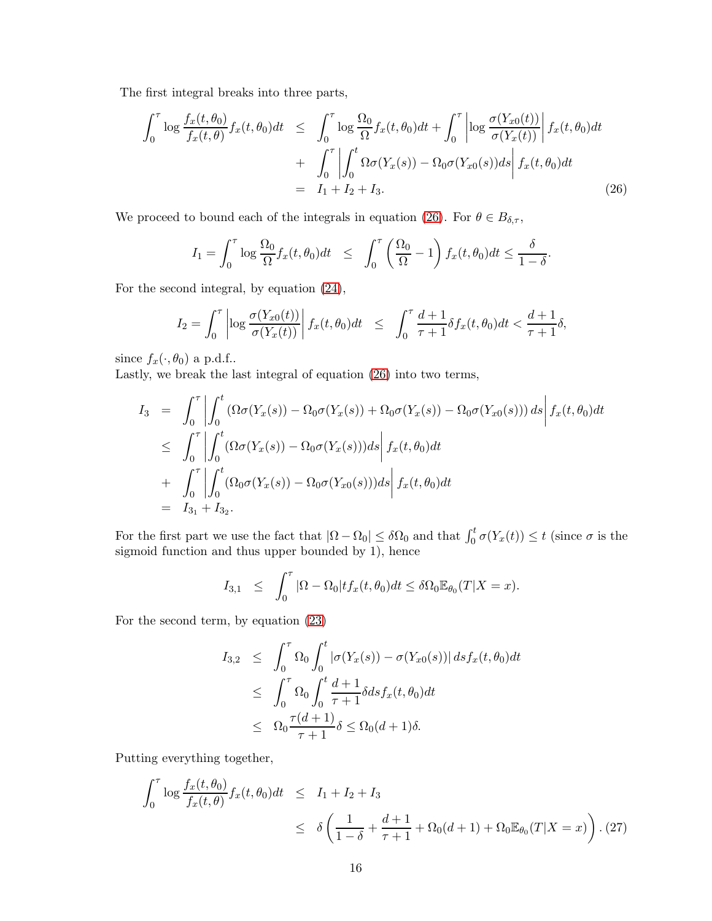The first integral breaks into three parts,

$$
\begin{aligned}
\int_0^\tau \log \frac{f_x(t,\theta_0)}{f_x(t,\theta)} f_x(t,\theta_0) dt &\leq \int_0^\tau \log \frac{\Omega_0}{\Omega} f_x(t,\theta_0) dt + \int_0^\tau \left| \log \frac{\sigma(Y_{x0}(t))}{\sigma(Y_x(t))} \right| f_x(t,\theta_0) dt \\
&+ \int_0^\tau \left| \int_0^t \Omega\sigma(Y_x(s)) - \Omega_0 \sigma(Y_{x0}(s)) ds \right| f_x(t,\theta_0) dt \\
&= I_1 + I_2 + I_3. \qquad (26)
\end{aligned}
$$

We proceed to bound each of the integrals in equation (26). For $\theta \in B_{\delta,\tau}$,

$$
I_1 = \int_0^\tau \log \frac{\Omega_0}{\Omega} f_x(t,\theta_0) dt \leq \int_0^\tau \left( \frac{\Omega_0}{\Omega} - 1 \right) f_x(t,\theta_0) dt \leq \frac{\delta}{1-\delta}.
$$

For the second integral, by equation (24),

$$
I_2 = \int_0^\tau \left| \log \frac{\sigma(Y_{x0}(t))}{\sigma(Y_x(t))} \right| f_x(t,\theta_0) dt \leq \int_0^\tau \frac{d+1}{\tau+1} \delta f_x(t,\theta_0) dt < \frac{d+1}{\tau+1} \delta,
$$

since $f_x(\cdot,\theta_0)$ a p.d.f..
Lastly, we break the last integral of equation (26) into two terms,

$$
\begin{aligned}
I_3 &= \int_0^\tau \left| \int_0^t \left( \Omega\sigma(Y_x(s)) - \Omega_0\sigma(Y_x(s)) + \Omega_0\sigma(Y_x(s)) - \Omega_0\sigma(Y_{x0}(s)) \right) ds \right| f_x(t,\theta_0) dt \\
&\leq \int_0^\tau \left| \int_0^t (\Omega\sigma(Y_x(s)) - \Omega_0\sigma(Y_x(s))) ds \right| f_x(t,\theta_0) dt \\
&+ \int_0^\tau \left| \int_0^t (\Omega_0\sigma(Y_x(s)) - \Omega_0\sigma(Y_{x0}(s))) ds \right| f_x(t,\theta_0) dt \\
&= I_{3_1} + I_{3_2}.
\end{aligned}
$$

For the first part we use the fact that $|\Omega - \Omega_0| \leq \delta\Omega_0$ and that $\int_0^t \sigma(Y_x(t)) \leq t$ (since $\sigma$ is the sigmoid function and thus upper bounded by 1), hence

$$
I_{3,1} \leq \int_0^\tau |\Omega - \Omega_0| t f_x(t,\theta_0) dt \leq \delta\Omega_0 \mathbb{E}_{\theta_0}(T|X=x).
$$

For the second term, by equation (23)

$$
\begin{aligned}
I_{3,2} &\leq \int_0^\tau \Omega_0 \int_0^t |\sigma(Y_x(s)) - \sigma(Y_{x0}(s))| ds f_x(t,\theta_0) dt \\
&\leq \int_0^\tau \Omega_0 \int_0^t \frac{d+1}{\tau+1} \delta ds f_x(t,\theta_0) dt \\
&\leq \Omega_0 \frac{\tau(d+1)}{\tau+1} \delta \leq \Omega_0 (d+1)\delta.
\end{aligned}
$$

Putting everything together,

$$
\begin{aligned}
\int_0^\tau \log \frac{f_x(t,\theta_0)}{f_x(t,\theta)} f_x(t,\theta_0) dt &\leq I_1 + I_2 + I_3 \\
&\leq \delta \left( \frac{1}{1-\delta} + \frac{d+1}{\tau+1} + \Omega_0(d+1) + \Omega_0 \mathbb{E}_{\theta_0}(T|X=x) \right). \quad (27)
\end{aligned}
$$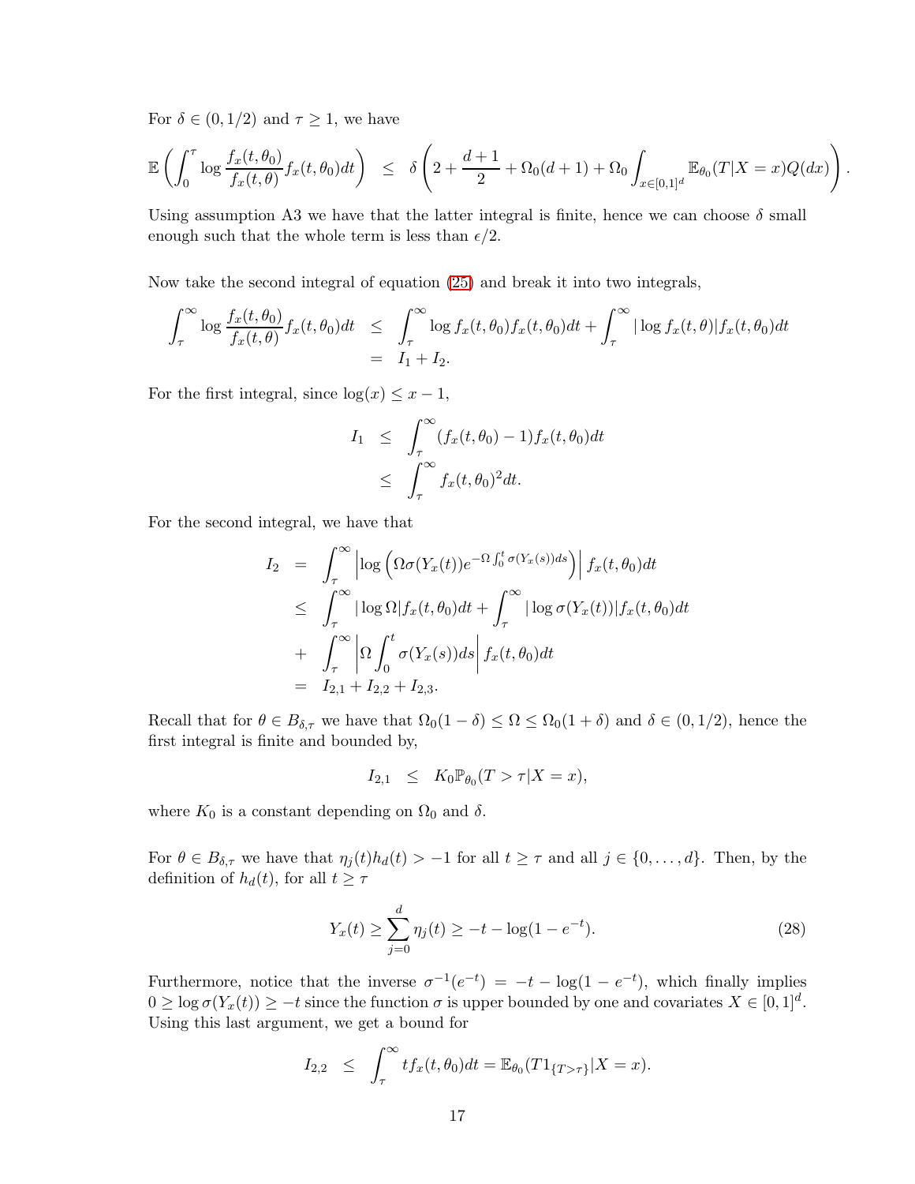For $\delta \in (0, 1/2)$ and $\tau \geq 1$, we have

$$\mathbb{E}\left(\int_0^\tau \log \frac{f_x(t,\theta_0)}{f_x(t,\theta)} f_x(t,\theta_0) dt\right) \leq \delta\left(2 + \frac{d+1}{2} + \Omega_0(d+1) + \Omega_0 \int_{x\in[0,1]^d} \mathbb{E}_{\theta_0}(T|X=x) Q(dx)\right).$$

Using assumption A3 we have that the latter integral is finite, hence we can choose $\delta$ small enough such that the whole term is less than $\epsilon/2$.

Now take the second integral of equation (25) and break it into two integrals,

$$\begin{aligned}
\int_\tau^\infty \log \frac{f_x(t,\theta_0)}{f_x(t,\theta)} f_x(t,\theta_0) dt &\leq \int_\tau^\infty \log f_x(t,\theta_0) f_x(t,\theta_0) dt + \int_\tau^\infty |\log f_x(t,\theta)| f_x(t,\theta_0) dt \\
&= I_1 + I_2.
\end{aligned}$$

For the first integral, since $\log(x) \leq x - 1$,

$$\begin{aligned}
I_1 &\leq \int_\tau^\infty (f_x(t,\theta_0) - 1) f_x(t,\theta_0) dt \\
&\leq \int_\tau^\infty f_x(t,\theta_0)^2 dt.
\end{aligned}$$

For the second integral, we have that

$$\begin{aligned}
I_2 &= \int_\tau^\infty \left|\log\left(\Omega \sigma(Y_x(t)) e^{-\Omega \int_0^t \sigma(Y_x(s)) ds}\right)\right| f_x(t,\theta_0) dt \\
&\leq \int_\tau^\infty |\log \Omega| f_x(t,\theta_0) dt + \int_\tau^\infty |\log \sigma(Y_x(t))| f_x(t,\theta_0) dt \\
&+ \int_\tau^\infty \left|\Omega \int_0^t \sigma(Y_x(s)) ds\right| f_x(t,\theta_0) dt \\
&= I_{2,1} + I_{2,2} + I_{2,3}.
\end{aligned}$$

Recall that for $\theta \in B_{\delta,\tau}$ we have that $\Omega_0(1-\delta) \leq \Omega \leq \Omega_0(1+\delta)$ and $\delta \in (0, 1/2)$, hence the first integral is finite and bounded by,

$$I_{2,1} \leq K_0 \mathbb{P}_{\theta_0}(T > \tau | X = x),$$

where $K_0$ is a constant depending on $\Omega_0$ and $\delta$.

For $\theta \in B_{\delta,\tau}$ we have that $\eta_j(t) h_d(t) > -1$ for all $t \geq \tau$ and all $j \in \{0, \ldots, d\}$. Then, by the definition of $h_d(t)$, for all $t \geq \tau$

$$Y_x(t) \geq \sum_{j=0}^d \eta_j(t) \geq -t - \log(1 - e^{-t}). \tag{28}$$

Furthermore, notice that the inverse $\sigma^{-1}(e^{-t}) = -t - \log(1 - e^{-t})$, which finally implies $0 \geq \log \sigma(Y_x(t)) \geq -t$ since the function $\sigma$ is upper bounded by one and covariates $X \in [0,1]^d$. Using this last argument, we get a bound for

$$I_{2,2} \leq \int_\tau^\infty t f_x(t,\theta_0) dt = \mathbb{E}_{\theta_0}(T 1_{\{T>\tau\}} | X = x).$$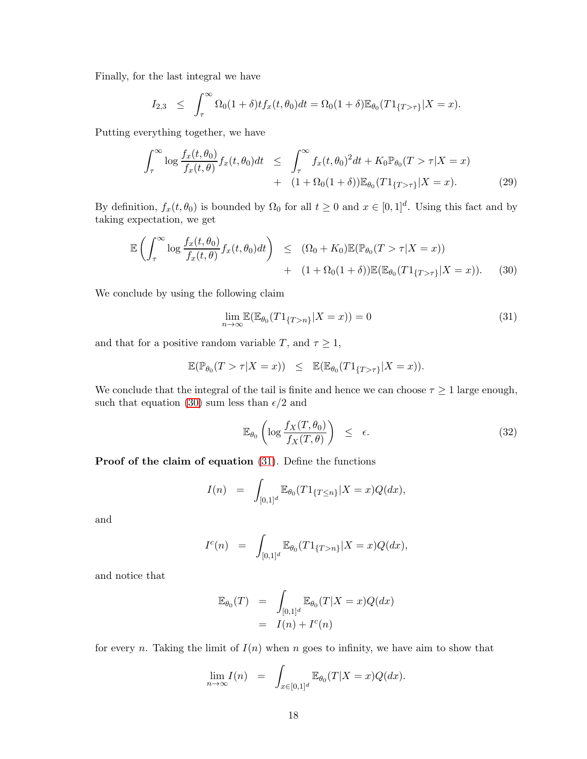Finally, for the last integral we have

$$I_{2,3} \;\; \leq \;\; \int_{\tau}^{\infty} \Omega_0(1+\delta) t f_x(t,\theta_0) dt = \Omega_0(1+\delta)\mathbb{E}_{\theta_0}(T 1_{\{T>\tau\}}|X=x).$$

Putting everything together, we have

$$\begin{aligned}
\int_{\tau}^{\infty} \log \frac{f_x(t,\theta_0)}{f_x(t,\theta)} f_x(t,\theta_0) dt \;\; &\leq \;\; \int_{\tau}^{\infty} f_x(t,\theta_0)^2 dt + K_0 \mathbb{P}_{\theta_0}(T > \tau | X = x) \\
&+ \;\; (1+\Omega_0(1+\delta))\mathbb{E}_{\theta_0}(T 1_{\{T>\tau\}}|X=x). \qquad (29)
\end{aligned}$$

By definition, $f_x(t,\theta_0)$ is bounded by $\Omega_0$ for all $t \geq 0$ and $x \in [0,1]^d$. Using this fact and by taking expectation, we get

$$\begin{aligned}
\mathbb{E}\left( \int_{\tau}^{\infty} \log \frac{f_x(t,\theta_0)}{f_x(t,\theta)} f_x(t,\theta_0) dt \right) \;\; &\leq \;\; (\Omega_0 + K_0)\mathbb{E}(\mathbb{P}_{\theta_0}(T > \tau | X = x)) \\
&+ \;\; (1+\Omega_0(1+\delta))\mathbb{E}(\mathbb{E}_{\theta_0}(T 1_{\{T>\tau\}}|X=x)). \qquad (30)
\end{aligned}$$

We conclude by using the following claim

$$\lim_{n\to\infty} \mathbb{E}(\mathbb{E}_{\theta_0}(T 1_{\{T>n\}}|X=x)) = 0 \qquad (31)$$

and that for a positive random variable $T$, and $\tau \geq 1$,

$$\mathbb{E}(\mathbb{P}_{\theta_0}(T > \tau | X = x)) \;\; \leq \;\; \mathbb{E}(\mathbb{E}_{\theta_0}(T 1_{\{T>\tau\}}|X=x)).$$

We conclude that the integral of the tail is finite and hence we can choose $\tau \geq 1$ large enough, such that equation (30) sum less than $\epsilon/2$ and

$$\mathbb{E}_{\theta_0}\left( \log \frac{f_X(T,\theta_0)}{f_X(T,\theta)} \right) \;\; \leq \;\; \epsilon. \qquad (32)$$

**Proof of the claim of equation** (31). Define the functions

$$I(n) \;\; = \;\; \int_{[0,1]^d} \mathbb{E}_{\theta_0}(T 1_{\{T\leq n\}}|X=x) Q(dx),$$

and

$$I^c(n) \;\; = \;\; \int_{[0,1]^d} \mathbb{E}_{\theta_0}(T 1_{\{T>n\}}|X=x) Q(dx),$$

and notice that

$$\begin{aligned}
\mathbb{E}_{\theta_0}(T) \;\; &= \;\; \int_{[0,1]^d} \mathbb{E}_{\theta_0}(T|X=x) Q(dx) \\
&= \;\; I(n) + I^c(n)
\end{aligned}$$

for every $n$. Taking the limit of $I(n)$ when $n$ goes to infinity, we have aim to show that

$$\lim_{n\to\infty} I(n) \;\; = \;\; \int_{x\in[0,1]^d} \mathbb{E}_{\theta_0}(T|X=x) Q(dx).$$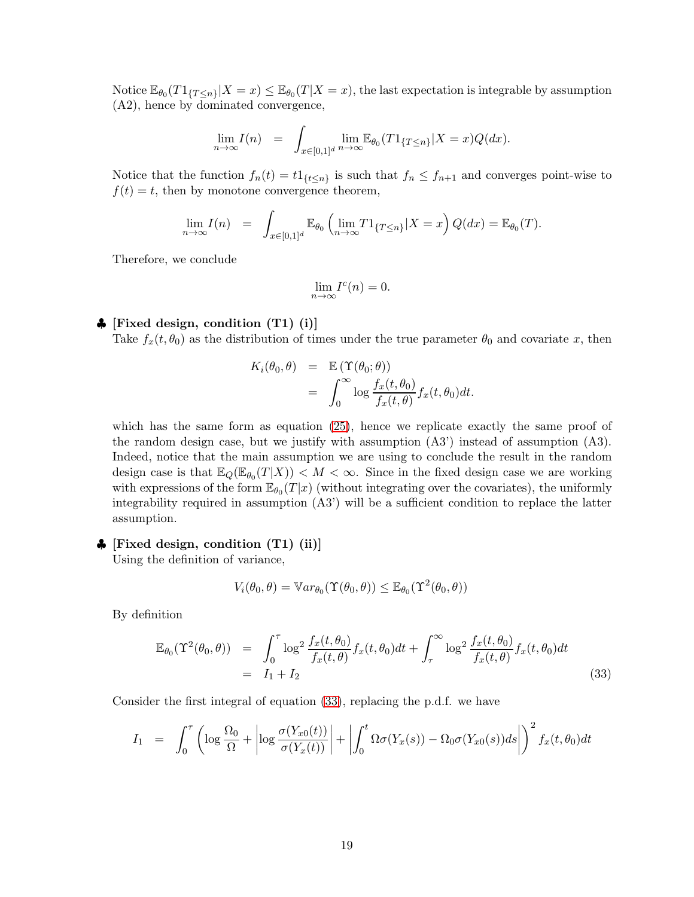Notice $\mathbb{E}_{\theta_0}(T1_{\{T\leq n\}}|X=x) \leq \mathbb{E}_{\theta_0}(T|X=x)$, the last expectation is integrable by assumption (A2), hence by dominated convergence,

$$\lim_{n\to\infty} I(n) \;=\; \int_{x\in[0,1]^d} \lim_{n\to\infty} \mathbb{E}_{\theta_0}(T1_{\{T\leq n\}}|X=x)Q(dx).$$

Notice that the function $f_n(t) = t1_{\{t\leq n\}}$ is such that $f_n \leq f_{n+1}$ and converges point-wise to $f(t) = t$, then by monotone convergence theorem,

$$\lim_{n\to\infty} I(n) \;=\; \int_{x\in[0,1]^d} \mathbb{E}_{\theta_0}\left(\lim_{n\to\infty} T1_{\{T\leq n\}}|X=x\right)Q(dx) = \mathbb{E}_{\theta_0}(T).$$

Therefore, we conclude

$$\lim_{n\to\infty} I^c(n) = 0.$$

♣ **[Fixed design, condition (T1) (i)]**

Take $f_x(t,\theta_0)$ as the distribution of times under the true parameter $\theta_0$ and covariate $x$, then

$$\begin{aligned} K_i(\theta_0,\theta) &= \mathbb{E}\left(\Upsilon(\theta_0;\theta)\right) \\ &= \int_0^\infty \log\frac{f_x(t,\theta_0)}{f_x(t,\theta)} f_x(t,\theta_0)dt. \end{aligned}$$

which has the same form as equation (25), hence we replicate exactly the same proof of the random design case, but we justify with assumption (A3') instead of assumption (A3). Indeed, notice that the main assumption we are using to conclude the result in the random design case is that $\mathbb{E}_Q(\mathbb{E}_{\theta_0}(T|X)) < M < \infty$. Since in the fixed design case we are working with expressions of the form $\mathbb{E}_{\theta_0}(T|x)$ (without integrating over the covariates), the uniformly integrability required in assumption (A3') will be a sufficient condition to replace the latter assumption.

♣ **[Fixed design, condition (T1) (ii)]**

Using the definition of variance,

$$V_i(\theta_0,\theta) = \mathbb{V}ar_{\theta_0}(\Upsilon(\theta_0,\theta)) \leq \mathbb{E}_{\theta_0}(\Upsilon^2(\theta_0,\theta))$$

By definition

$$\begin{aligned} \mathbb{E}_{\theta_0}(\Upsilon^2(\theta_0,\theta)) &= \int_0^\tau \log^2\frac{f_x(t,\theta_0)}{f_x(t,\theta)} f_x(t,\theta_0)dt + \int_\tau^\infty \log^2\frac{f_x(t,\theta_0)}{f_x(t,\theta)} f_x(t,\theta_0)dt \\ &= I_1 + I_2 \end{aligned} \tag{33}$$

Consider the first integral of equation (33), replacing the p.d.f. we have

$$I_1 \;=\; \int_0^\tau \left(\log\frac{\Omega_0}{\Omega} + \left|\log\frac{\sigma(Y_{x0}(t))}{\sigma(Y_x(t))}\right| + \left|\int_0^t \Omega\sigma(Y_x(s)) - \Omega_0\sigma(Y_{x0}(s))ds\right|\right)^2 f_x(t,\theta_0)dt$$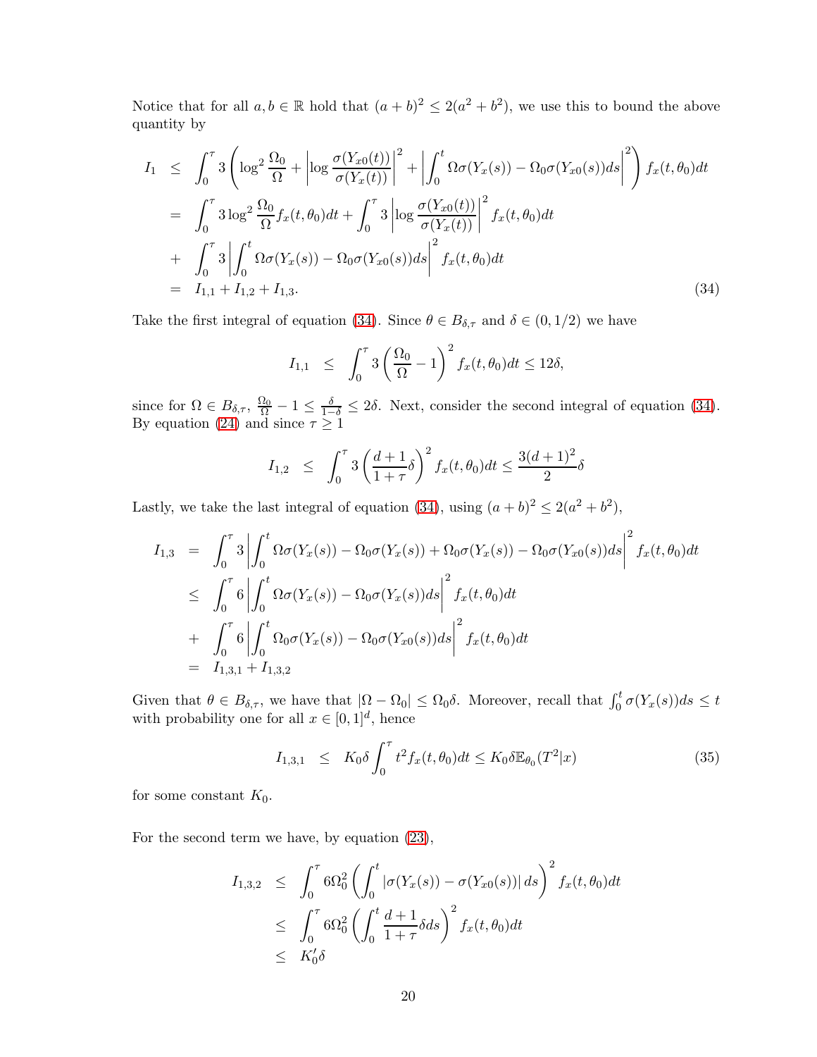Notice that for all $a, b \in \mathbb{R}$ hold that $(a+b)^2 \leq 2(a^2+b^2)$, we use this to bound the above quantity by

$$
\begin{aligned}
I_1 &\leq \int_0^\tau 3\left(\log^2 \frac{\Omega_0}{\Omega} + \left|\log \frac{\sigma(Y_{x0}(t))}{\sigma(Y_x(t))}\right|^2 + \left|\int_0^t \Omega\sigma(Y_x(s)) - \Omega_0\sigma(Y_{x0}(s))ds\right|^2\right) f_x(t,\theta_0)dt \\
&= \int_0^\tau 3\log^2 \frac{\Omega_0}{\Omega} f_x(t,\theta_0)dt + \int_0^\tau 3\left|\log \frac{\sigma(Y_{x0}(t))}{\sigma(Y_x(t))}\right|^2 f_x(t,\theta_0)dt \\
&+ \int_0^\tau 3\left|\int_0^t \Omega\sigma(Y_x(s)) - \Omega_0\sigma(Y_{x0}(s))ds\right|^2 f_x(t,\theta_0)dt \\
&= I_{1,1} + I_{1,2} + I_{1,3}.
\end{aligned} \tag{34}
$$

Take the first integral of equation (34). Since $\theta \in B_{\delta,\tau}$ and $\delta \in (0, 1/2)$ we have

$$
I_{1,1} \leq \int_0^\tau 3\left(\frac{\Omega_0}{\Omega} - 1\right)^2 f_x(t,\theta_0)dt \leq 12\delta,
$$

since for $\Omega \in B_{\delta,\tau}$, $\frac{\Omega_0}{\Omega} - 1 \leq \frac{\delta}{1-\delta} \leq 2\delta$. Next, consider the second integral of equation (34). By equation (24) and since $\tau \geq 1$

$$
I_{1,2} \leq \int_0^\tau 3\left(\frac{d+1}{1+\tau}\delta\right)^2 f_x(t,\theta_0)dt \leq \frac{3(d+1)^2}{2}\delta
$$

Lastly, we take the last integral of equation (34), using $(a+b)^2 \leq 2(a^2+b^2)$,

$$
\begin{aligned}
I_{1,3} &= \int_0^\tau 3\left|\int_0^t \Omega\sigma(Y_x(s)) - \Omega_0\sigma(Y_x(s)) + \Omega_0\sigma(Y_x(s)) - \Omega_0\sigma(Y_{x0}(s))ds\right|^2 f_x(t,\theta_0)dt \\
&\leq \int_0^\tau 6\left|\int_0^t \Omega\sigma(Y_x(s)) - \Omega_0\sigma(Y_x(s))ds\right|^2 f_x(t,\theta_0)dt \\
&+ \int_0^\tau 6\left|\int_0^t \Omega_0\sigma(Y_x(s)) - \Omega_0\sigma(Y_{x0}(s))ds\right|^2 f_x(t,\theta_0)dt \\
&= I_{1,3,1} + I_{1,3,2}
\end{aligned}
$$

Given that $\theta \in B_{\delta,\tau}$, we have that $|\Omega - \Omega_0| \leq \Omega_0\delta$. Moreover, recall that $\int_0^t \sigma(Y_x(s))ds \leq t$ with probability one for all $x \in [0,1]^d$, hence

$$
I_{1,3,1} \leq K_0\delta \int_0^\tau t^2 f_x(t,\theta_0)dt \leq K_0\delta \mathbb{E}_{\theta_0}(T^2|x) \tag{35}
$$

for some constant $K_0$.

For the second term we have, by equation (23),

$$
\begin{aligned}
I_{1,3,2} &\leq \int_0^\tau 6\Omega_0^2\left(\int_0^t |\sigma(Y_x(s)) - \sigma(Y_{x0}(s))|\,ds\right)^2 f_x(t,\theta_0)dt \\
&\leq \int_0^\tau 6\Omega_0^2\left(\int_0^t \frac{d+1}{1+\tau}\delta ds\right)^2 f_x(t,\theta_0)dt \\
&\leq K_0'\delta
\end{aligned}
$$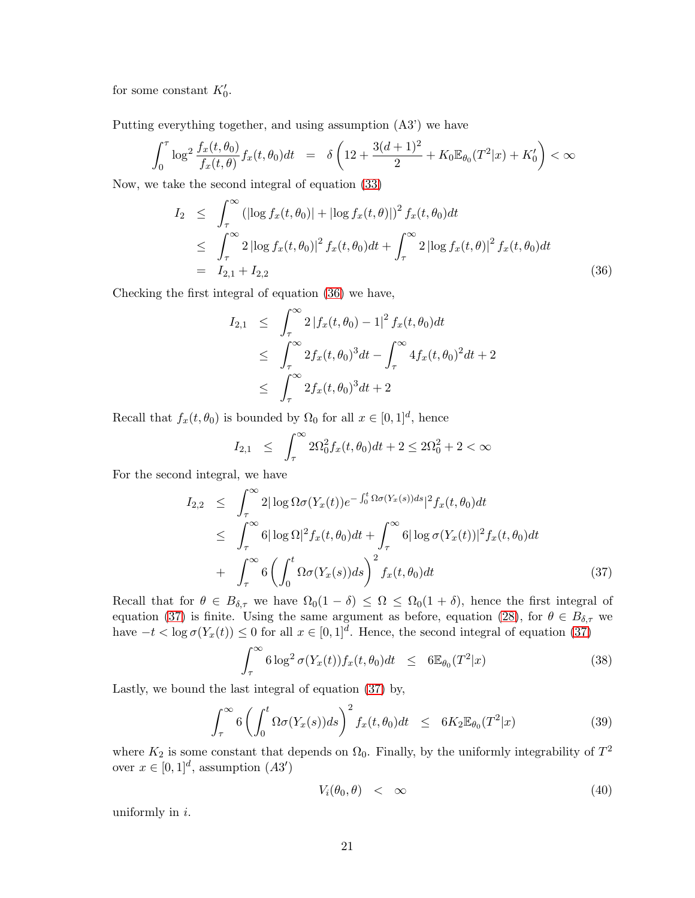for some constant $K_0'$.

Putting everything together, and using assumption (A3') we have

$$\int_0^{\tau} \log^2 \frac{f_x(t,\theta_0)}{f_x(t,\theta)} f_x(t,\theta_0) dt \;=\; \delta\left(12 + \frac{3(d+1)^2}{2} + K_0 \mathbb{E}_{\theta_0}(T^2|x) + K_0'\right) < \infty$$

Now, we take the second integral of equation (33)

$$\begin{aligned}
I_2 &\leq \int_{\tau}^{\infty} \left(|\log f_x(t,\theta_0)| + |\log f_x(t,\theta)|\right)^2 f_x(t,\theta_0) dt \\
&\leq \int_{\tau}^{\infty} 2\left|\log f_x(t,\theta_0)\right|^2 f_x(t,\theta_0) dt + \int_{\tau}^{\infty} 2\left|\log f_x(t,\theta)\right|^2 f_x(t,\theta_0) dt \\
&= I_{2,1} + I_{2,2} \qquad (36)
\end{aligned}$$

Checking the first integral of equation (36) we have,

$$\begin{aligned}
I_{2,1} &\leq \int_{\tau}^{\infty} 2\left|f_x(t,\theta_0) - 1\right|^2 f_x(t,\theta_0) dt \\
&\leq \int_{\tau}^{\infty} 2 f_x(t,\theta_0)^3 dt - \int_{\tau}^{\infty} 4 f_x(t,\theta_0)^2 dt + 2 \\
&\leq \int_{\tau}^{\infty} 2 f_x(t,\theta_0)^3 dt + 2
\end{aligned}$$

Recall that $f_x(t,\theta_0)$ is bounded by $\Omega_0$ for all $x \in [0,1]^d$, hence

$$I_{2,1} \;\leq\; \int_{\tau}^{\infty} 2\Omega_0^2 f_x(t,\theta_0) dt + 2 \leq 2\Omega_0^2 + 2 < \infty$$

For the second integral, we have

$$\begin{aligned}
I_{2,2} &\leq \int_{\tau}^{\infty} 2|\log \Omega\sigma(Y_x(t)) e^{-\int_0^t \Omega\sigma(Y_x(s))ds}|^2 f_x(t,\theta_0) dt \\
&\leq \int_{\tau}^{\infty} 6|\log \Omega|^2 f_x(t,\theta_0) dt + \int_{\tau}^{\infty} 6|\log \sigma(Y_x(t))|^2 f_x(t,\theta_0) dt \\
&+ \int_{\tau}^{\infty} 6\left(\int_0^t \Omega\sigma(Y_x(s))ds\right)^2 f_x(t,\theta_0) dt \qquad (37)
\end{aligned}$$

Recall that for $\theta \in B_{\delta,\tau}$ we have $\Omega_0(1-\delta) \leq \Omega \leq \Omega_0(1+\delta)$, hence the first integral of equation (37) is finite. Using the same argument as before, equation (28), for $\theta \in B_{\delta,\tau}$ we have $-t < \log \sigma(Y_x(t)) \leq 0$ for all $x \in [0,1]^d$. Hence, the second integral of equation (37)

$$\int_{\tau}^{\infty} 6 \log^2 \sigma(Y_x(t)) f_x(t,\theta_0) dt \;\leq\; 6\mathbb{E}_{\theta_0}(T^2|x) \qquad (38)$$

Lastly, we bound the last integral of equation (37) by,

$$\int_{\tau}^{\infty} 6\left(\int_0^t \Omega\sigma(Y_x(s))ds\right)^2 f_x(t,\theta_0) dt \;\leq\; 6K_2 \mathbb{E}_{\theta_0}(T^2|x) \qquad (39)$$

where $K_2$ is some constant that depends on $\Omega_0$. Finally, by the uniformly integrability of $T^2$ over $x \in [0,1]^d$, assumption $(A3')$

$$V_i(\theta_0,\theta) \;<\; \infty \qquad (40)$$

uniformly in $i$.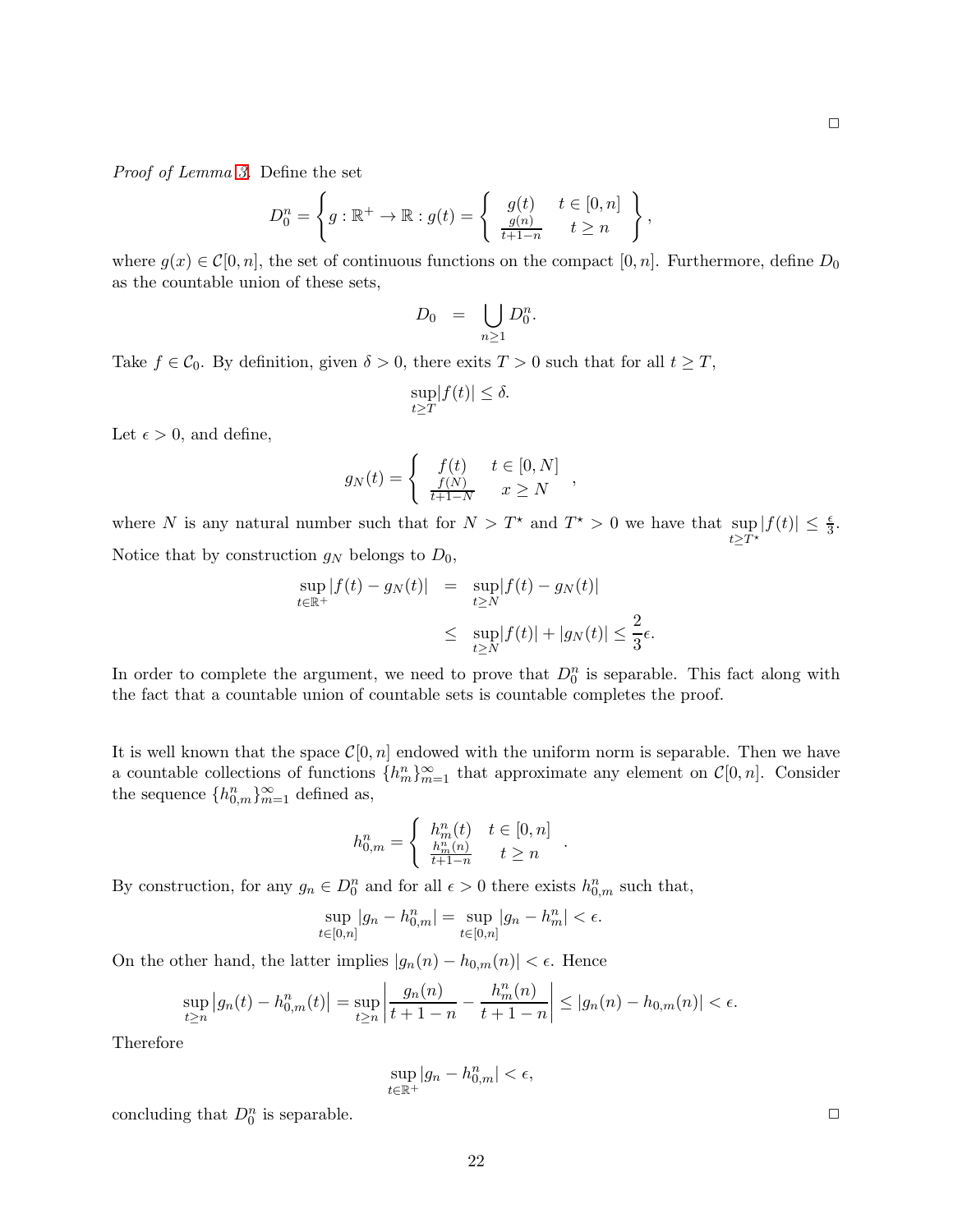□

*Proof of Lemma 3.* Define the set

$$D_0^n = \left\{ g : \mathbb{R}^+ \to \mathbb{R} : g(t) = \left\{ \begin{array}{cc} g(t) & t \in [0,n] \\ \frac{g(n)}{t+1-n} & t \geq n \end{array} \right\} \right\},$$

where $g(x) \in \mathcal{C}[0,n]$, the set of continuous functions on the compact $[0,n]$. Furthermore, define $D_0$ as the countable union of these sets,

$$D_0 \;\; = \;\; \bigcup_{n \geq 1} D_0^n.$$

Take $f \in \mathcal{C}_0$. By definition, given $\delta > 0$, there exits $T > 0$ such that for all $t \geq T$,

$$\sup_{t \geq T} |f(t)| \leq \delta.$$

Let $\epsilon > 0$, and define,

$$g_N(t) = \left\{ \begin{array}{cc} f(t) & t \in [0,N] \\ \frac{f(N)}{t+1-N} & x \geq N \end{array} \right. ,$$

where $N$ is any natural number such that for $N > T^\star$ and $T^\star > 0$ we have that $\sup\limits_{t \geq T^\star} |f(t)| \leq \frac{\epsilon}{3}$. Notice that by construction $g_N$ belongs to $D_0$,

$$\begin{aligned} \sup_{t \in \mathbb{R}^+} |f(t) - g_N(t)| &= \sup_{t \geq N} |f(t) - g_N(t)| \\ &\leq \sup_{t \geq N} |f(t)| + |g_N(t)| \leq \frac{2}{3}\epsilon. \end{aligned}$$

In order to complete the argument, we need to prove that $D_0^n$ is separable. This fact along with the fact that a countable union of countable sets is countable completes the proof.

It is well known that the space $\mathcal{C}[0,n]$ endowed with the uniform norm is separable. Then we have a countable collections of functions $\{h_m^n\}_{m=1}^\infty$ that approximate any element on $\mathcal{C}[0,n]$. Consider the sequence $\{h_{0,m}^n\}_{m=1}^\infty$ defined as,

$$h_{0,m}^n = \left\{ \begin{array}{cc} h_m^n(t) & t \in [0,n] \\ \frac{h_m^n(n)}{t+1-n} & t \geq n \end{array} \right. .$$

By construction, for any $g_n \in D_0^n$ and for all $\epsilon > 0$ there exists $h_{0,m}^n$ such that,

$$\sup_{t \in [0,n]} |g_n - h_{0,m}^n| = \sup_{t \in [0,n]} |g_n - h_m^n| < \epsilon.$$

On the other hand, the latter implies $|g_n(n) - h_{0,m}(n)| < \epsilon$. Hence

$$\sup_{t \geq n} \left| g_n(t) - h_{0,m}^n(t) \right| = \sup_{t \geq n} \left| \frac{g_n(n)}{t+1-n} - \frac{h_m^n(n)}{t+1-n} \right| \leq |g_n(n) - h_{0,m}(n)| < \epsilon.$$

Therefore

$$\sup_{t \in \mathbb{R}^+} |g_n - h_{0,m}^n| < \epsilon,$$

concluding that $D_0^n$ is separable. □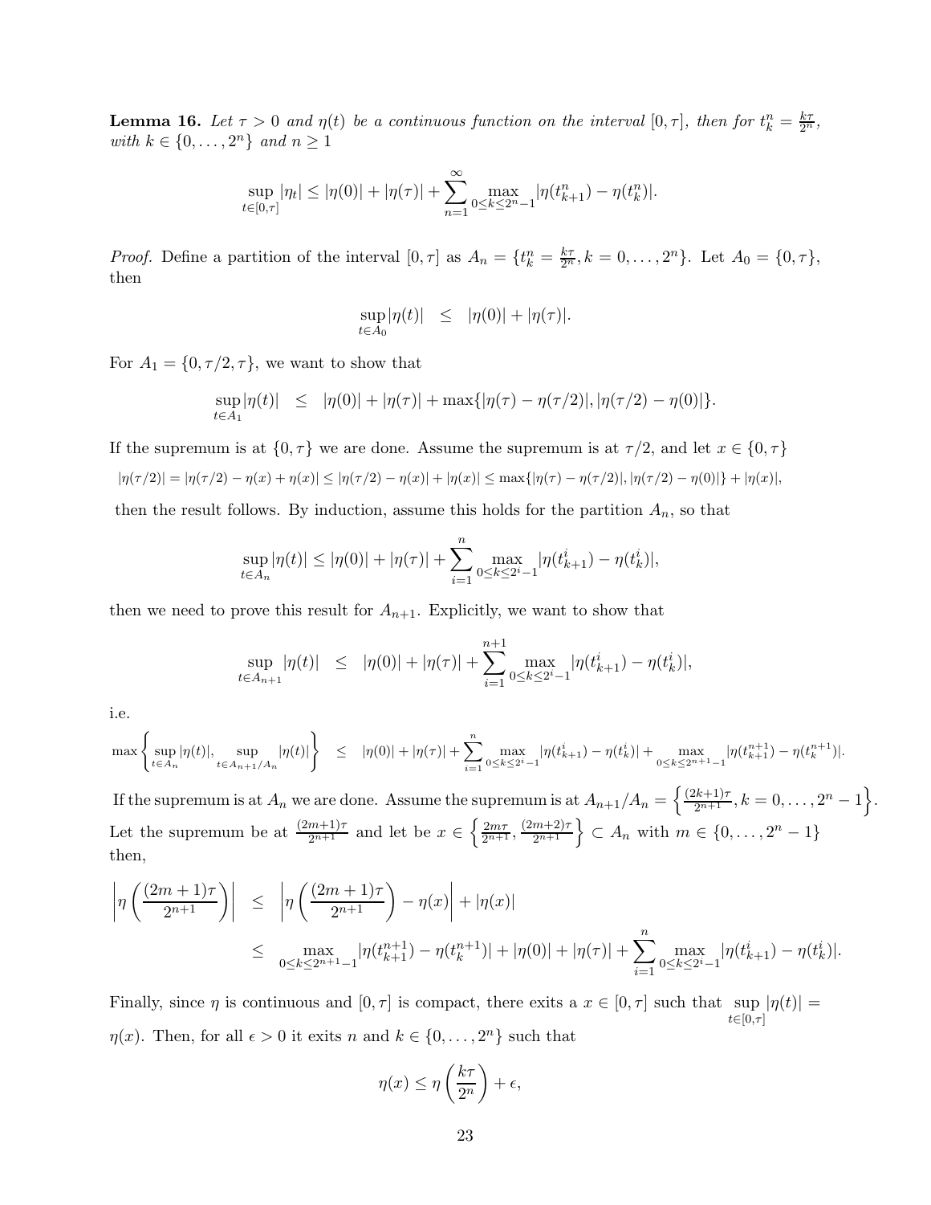**Lemma 16.** *Let $\tau > 0$ and $\eta(t)$ be a continuous function on the interval $[0, \tau]$, then for $t_k^n = \frac{k\tau}{2^n}$, with $k \in \{0, \dots, 2^n\}$ and $n \geq 1$*

$$\sup_{t\in[0,\tau]} |\eta_t| \leq |\eta(0)| + |\eta(\tau)| + \sum_{n=1}^{\infty} \max_{0\leq k\leq 2^n-1} |\eta(t_{k+1}^n) - \eta(t_k^n)|.$$

*Proof.* Define a partition of the interval $[0, \tau]$ as $A_n = \{t_k^n = \frac{k\tau}{2^n}, k = 0, \dots, 2^n\}$. Let $A_0 = \{0, \tau\}$, then

$$\sup_{t\in A_0} |\eta(t)| \quad \leq \quad |\eta(0)| + |\eta(\tau)|.$$

For $A_1 = \{0, \tau/2, \tau\}$, we want to show that

$$\sup_{t\in A_1} |\eta(t)| \quad \leq \quad |\eta(0)| + |\eta(\tau)| + \max\{|\eta(\tau) - \eta(\tau/2)|, |\eta(\tau/2) - \eta(0)|\}.$$

If the supremum is at $\{0, \tau\}$ we are done. Assume the supremum is at $\tau/2$, and let $x \in \{0, \tau\}$

$$|\eta(\tau/2)| = |\eta(\tau/2) - \eta(x) + \eta(x)| \leq |\eta(\tau/2) - \eta(x)| + |\eta(x)| \leq \max\{|\eta(\tau) - \eta(\tau/2)|, |\eta(\tau/2) - \eta(0)|\} + |\eta(x)|,$$

then the result follows. By induction, assume this holds for the partition $A_n$, so that

$$\sup_{t\in A_n} |\eta(t)| \leq |\eta(0)| + |\eta(\tau)| + \sum_{i=1}^{n} \max_{0\leq k\leq 2^i-1} |\eta(t_{k+1}^i) - \eta(t_k^i)|,$$

then we need to prove this result for $A_{n+1}$. Explicitly, we want to show that

$$\sup_{t\in A_{n+1}} |\eta(t)| \quad \leq \quad |\eta(0)| + |\eta(\tau)| + \sum_{i=1}^{n+1} \max_{0\leq k\leq 2^i-1} |\eta(t_{k+1}^i) - \eta(t_k^i)|,$$

i.e.

$$\max\left\{\sup_{t\in A_n} |\eta(t)|, \sup_{t\in A_{n+1}/A_n} |\eta(t)|\right\} \quad \leq \quad |\eta(0)| + |\eta(\tau)| + \sum_{i=1}^{n} \max_{0\leq k\leq 2^i-1} |\eta(t_{k+1}^i) - \eta(t_k^i)| + \max_{0\leq k\leq 2^{n+1}-1} |\eta(t_{k+1}^{n+1}) - \eta(t_k^{n+1})|.$$

If the supremum is at $A_n$ we are done. Assume the supremum is at $A_{n+1}/A_n = \left\{\frac{(2k+1)\tau}{2^{n+1}}, k = 0, \dots, 2^n - 1\right\}$. Let the supremum be at $\frac{(2m+1)\tau}{2^{n+1}}$ and let be $x \in \left\{\frac{2m\tau}{2^{n+1}}, \frac{(2m+2)\tau}{2^{n+1}}\right\} \subset A_n$ with $m \in \{0, \dots, 2^n - 1\}$ then,

$$\begin{aligned}
\left|\eta\left(\frac{(2m+1)\tau}{2^{n+1}}\right)\right| \quad &\leq \quad \left|\eta\left(\frac{(2m+1)\tau}{2^{n+1}}\right) - \eta(x)\right| + |\eta(x)| \\
&\leq \quad \max_{0\leq k\leq 2^{n+1}-1} |\eta(t_{k+1}^{n+1}) - \eta(t_k^{n+1})| + |\eta(0)| + |\eta(\tau)| + \sum_{i=1}^{n} \max_{0\leq k\leq 2^i-1} |\eta(t_{k+1}^i) - \eta(t_k^i)|.
\end{aligned}$$

Finally, since $\eta$ is continuous and $[0, \tau]$ is compact, there exits a $x \in [0, \tau]$ such that $\sup_{t\in[0,\tau]} |\eta(t)| = \eta(x)$. Then, for all $\epsilon > 0$ it exits $n$ and $k \in \{0, \dots, 2^n\}$ such that

$$\eta(x) \leq \eta\left(\frac{k\tau}{2^n}\right) + \epsilon,$$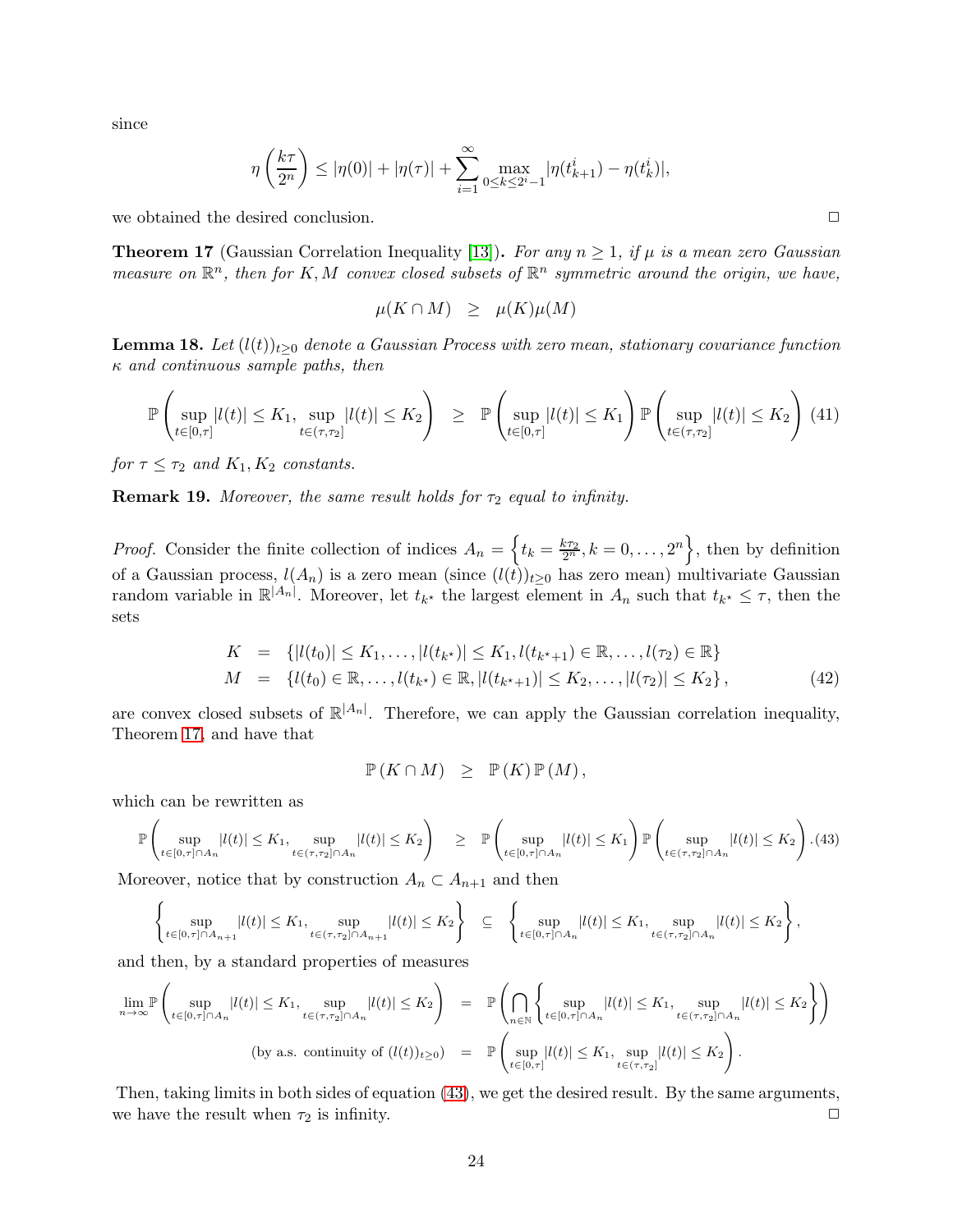since

$$\eta\left(\frac{k\tau}{2^n}\right) \leq |\eta(0)| + |\eta(\tau)| + \sum_{i=1}^{\infty} \max_{0 \leq k \leq 2^i - 1} |\eta(t_{k+1}^i) - \eta(t_k^i)|,$$

we obtained the desired conclusion. □

**Theorem 17** (Gaussian Correlation Inequality [13])**.** *For any $n \geq 1$, if $\mu$ is a mean zero Gaussian measure on $\mathbb{R}^n$, then for $K, M$ convex closed subsets of $\mathbb{R}^n$ symmetric around the origin, we have,*

$$\mu(K \cap M) \quad \geq \quad \mu(K)\mu(M)$$

**Lemma 18.** *Let $(l(t))_{t \geq 0}$ denote a Gaussian Process with zero mean, stationary covariance function $\kappa$ and continuous sample paths, then*

$$\mathbb{P}\left(\sup_{t \in [0,\tau]} |l(t)| \leq K_1, \sup_{t \in (\tau, \tau_2]} |l(t)| \leq K_2\right) \quad \geq \quad \mathbb{P}\left(\sup_{t \in [0,\tau]} |l(t)| \leq K_1\right) \mathbb{P}\left(\sup_{t \in (\tau, \tau_2]} |l(t)| \leq K_2\right) \tag{41}$$

*for $\tau \leq \tau_2$ and $K_1, K_2$ constants.*

**Remark 19.** *Moreover, the same result holds for $\tau_2$ equal to infinity.*

*Proof.* Consider the finite collection of indices $A_n = \left\{t_k = \frac{k\tau_2}{2^n}, k = 0, \ldots, 2^n\right\}$, then by definition of a Gaussian process, $l(A_n)$ is a zero mean (since $(l(t))_{t \geq 0}$ has zero mean) multivariate Gaussian random variable in $\mathbb{R}^{|A_n|}$. Moreover, let $t_{k^\star}$ the largest element in $A_n$ such that $t_{k^\star} \leq \tau$, then the sets

$$\begin{aligned} K &= \{|l(t_0)| \leq K_1, \ldots, |l(t_{k^\star})| \leq K_1, l(t_{k^\star+1}) \in \mathbb{R}, \ldots, l(\tau_2) \in \mathbb{R}\} \\ M &= \{l(t_0) \in \mathbb{R}, \ldots, l(t_{k^\star}) \in \mathbb{R}, |l(t_{k^\star+1})| \leq K_2, \ldots, |l(\tau_2)| \leq K_2\}, \end{aligned} \tag{42}$$

are convex closed subsets of $\mathbb{R}^{|A_n|}$. Therefore, we can apply the Gaussian correlation inequality, Theorem 17, and have that

$$\mathbb{P}(K \cap M) \quad \geq \quad \mathbb{P}(K)\,\mathbb{P}(M),$$

which can be rewritten as

$$\mathbb{P}\left(\sup_{t \in [0,\tau] \cap A_n} |l(t)| \leq K_1, \sup_{t \in (\tau,\tau_2] \cap A_n} |l(t)| \leq K_2\right) \quad \geq \quad \mathbb{P}\left(\sup_{t \in [0,\tau] \cap A_n} |l(t)| \leq K_1\right) \mathbb{P}\left(\sup_{t \in (\tau,\tau_2] \cap A_n} |l(t)| \leq K_2\right). \tag{43}$$

Moreover, notice that by construction $A_n \subset A_{n+1}$ and then

$$\left\{\sup_{t \in [0,\tau] \cap A_{n+1}} |l(t)| \leq K_1, \sup_{t \in (\tau,\tau_2] \cap A_{n+1}} |l(t)| \leq K_2\right\} \quad \subseteq \quad \left\{\sup_{t \in [0,\tau] \cap A_n} |l(t)| \leq K_1, \sup_{t \in (\tau,\tau_2] \cap A_n} |l(t)| \leq K_2\right\},$$

and then, by a standard properties of measures

$$\begin{aligned} \lim_{n \to \infty} \mathbb{P}\left(\sup_{t \in [0,\tau] \cap A_n} |l(t)| \leq K_1, \sup_{t \in (\tau,\tau_2] \cap A_n} |l(t)| \leq K_2\right) &= \mathbb{P}\left(\bigcap_{n \in \mathbb{N}} \left\{\sup_{t \in [0,\tau] \cap A_n} |l(t)| \leq K_1, \sup_{t \in (\tau,\tau_2] \cap A_n} |l(t)| \leq K_2\right\}\right) \\ \text{(by a.s. continuity of } (l(t))_{t \geq 0}) &= \mathbb{P}\left(\sup_{t \in [0,\tau]} |l(t)| \leq K_1, \sup_{t \in (\tau,\tau_2]} |l(t)| \leq K_2\right). \end{aligned}$$

Then, taking limits in both sides of equation (43), we get the desired result. By the same arguments, we have the result when $\tau_2$ is infinity. □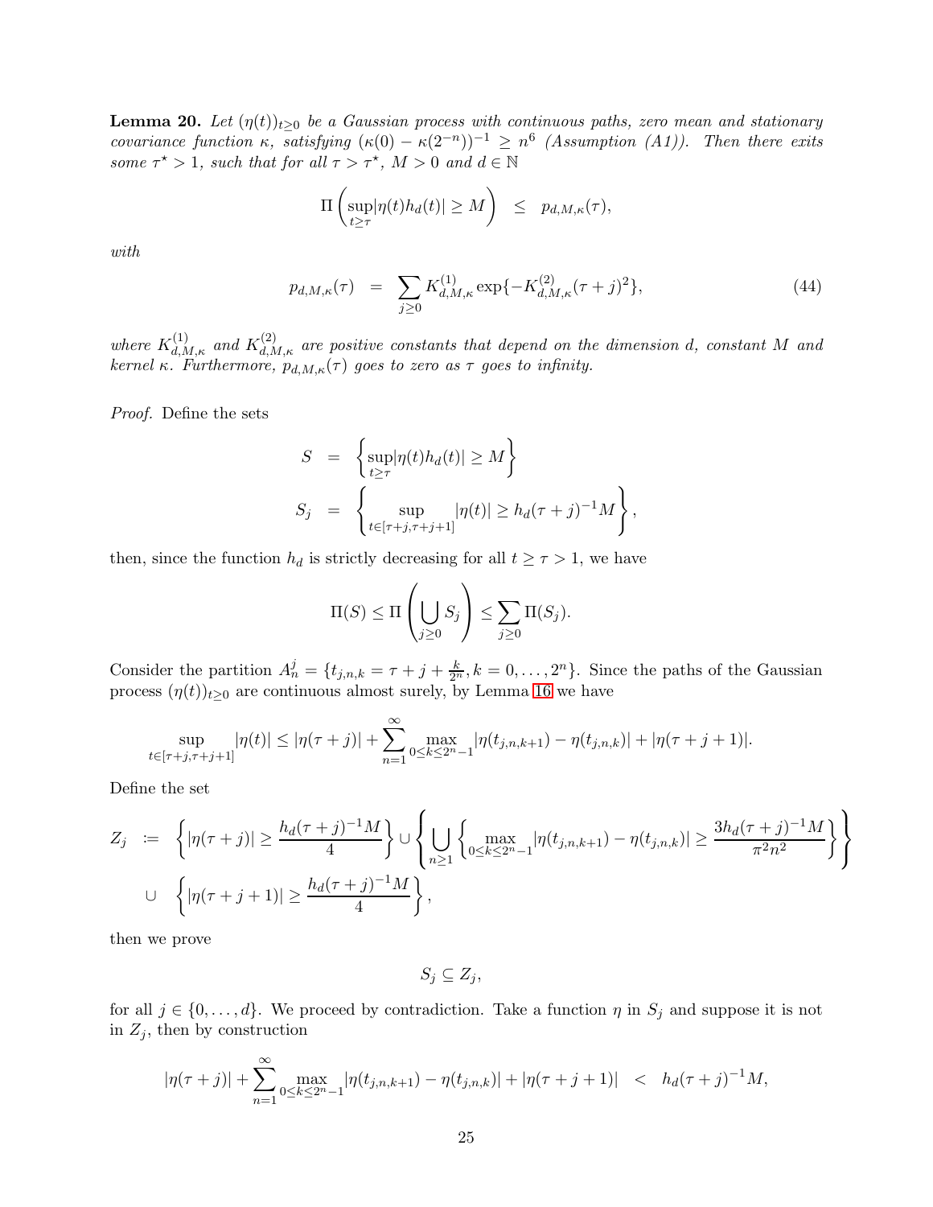**Lemma 20.** *Let $(\eta(t))_{t\geq 0}$ be a Gaussian process with continuous paths, zero mean and stationary covariance function $\kappa$, satisfying $(\kappa(0)-\kappa(2^{-n}))^{-1} \geq n^6$ (Assumption (A1)). Then there exits some $\tau^\star > 1$, such that for all $\tau > \tau^\star$, $M > 0$ and $d \in \mathbb{N}$*

$$\Pi\left(\sup_{t\geq\tau}|\eta(t)h_d(t)| \geq M\right) \;\; \leq \;\; p_{d,M,\kappa}(\tau),$$

*with*

$$p_{d,M,\kappa}(\tau) \;\; = \;\; \sum_{j\geq 0} K^{(1)}_{d,M,\kappa}\exp\{-K^{(2)}_{d,M,\kappa}(\tau+j)^2\}, \tag{44}$$

*where $K^{(1)}_{d,M,\kappa}$ and $K^{(2)}_{d,M,\kappa}$ are positive constants that depend on the dimension $d$, constant $M$ and kernel $\kappa$. Furthermore, $p_{d,M,\kappa}(\tau)$ goes to zero as $\tau$ goes to infinity.*

*Proof.* Define the sets

$$\begin{aligned}
S \;\; &= \;\; \left\{\sup_{t\geq\tau}|\eta(t)h_d(t)| \geq M\right\} \\
S_j \;\; &= \;\; \left\{\sup_{t\in[\tau+j,\tau+j+1]}|\eta(t)| \geq h_d(\tau+j)^{-1}M\right\},
\end{aligned}$$

then, since the function $h_d$ is strictly decreasing for all $t \geq \tau > 1$, we have

$$\Pi(S) \leq \Pi\left(\bigcup_{j\geq 0} S_j\right) \leq \sum_{j\geq 0}\Pi(S_j).$$

Consider the partition $A^j_n = \{t_{j,n,k} = \tau + j + \frac{k}{2^n}, k = 0,\ldots,2^n\}$. Since the paths of the Gaussian process $(\eta(t))_{t\geq 0}$ are continuous almost surely, by Lemma 16 we have

$$\sup_{t\in[\tau+j,\tau+j+1]}|\eta(t)| \leq |\eta(\tau+j)| + \sum_{n=1}^{\infty}\max_{0\leq k\leq 2^n-1}|\eta(t_{j,n,k+1}) - \eta(t_{j,n,k})| + |\eta(\tau+j+1)|.$$

Define the set

$$\begin{aligned}
Z_j \;\; :=& \;\; \left\{|\eta(\tau+j)| \geq \frac{h_d(\tau+j)^{-1}M}{4}\right\} \cup \left\{\bigcup_{n\geq 1}\left\{\max_{0\leq k\leq 2^n-1}|\eta(t_{j,n,k+1}) - \eta(t_{j,n,k})| \geq \frac{3h_d(\tau+j)^{-1}M}{\pi^2 n^2}\right\}\right\} \\
&\cup \;\; \left\{|\eta(\tau+j+1)| \geq \frac{h_d(\tau+j)^{-1}M}{4}\right\},
\end{aligned}$$

then we prove

$$S_j \subseteq Z_j,$$

for all $j \in \{0,\ldots,d\}$. We proceed by contradiction. Take a function $\eta$ in $S_j$ and suppose it is not in $Z_j$, then by construction

$$|\eta(\tau+j)| + \sum_{n=1}^{\infty}\max_{0\leq k\leq 2^n-1}|\eta(t_{j,n,k+1}) - \eta(t_{j,n,k})| + |\eta(\tau+j+1)| \;\; < \;\; h_d(\tau+j)^{-1}M,$$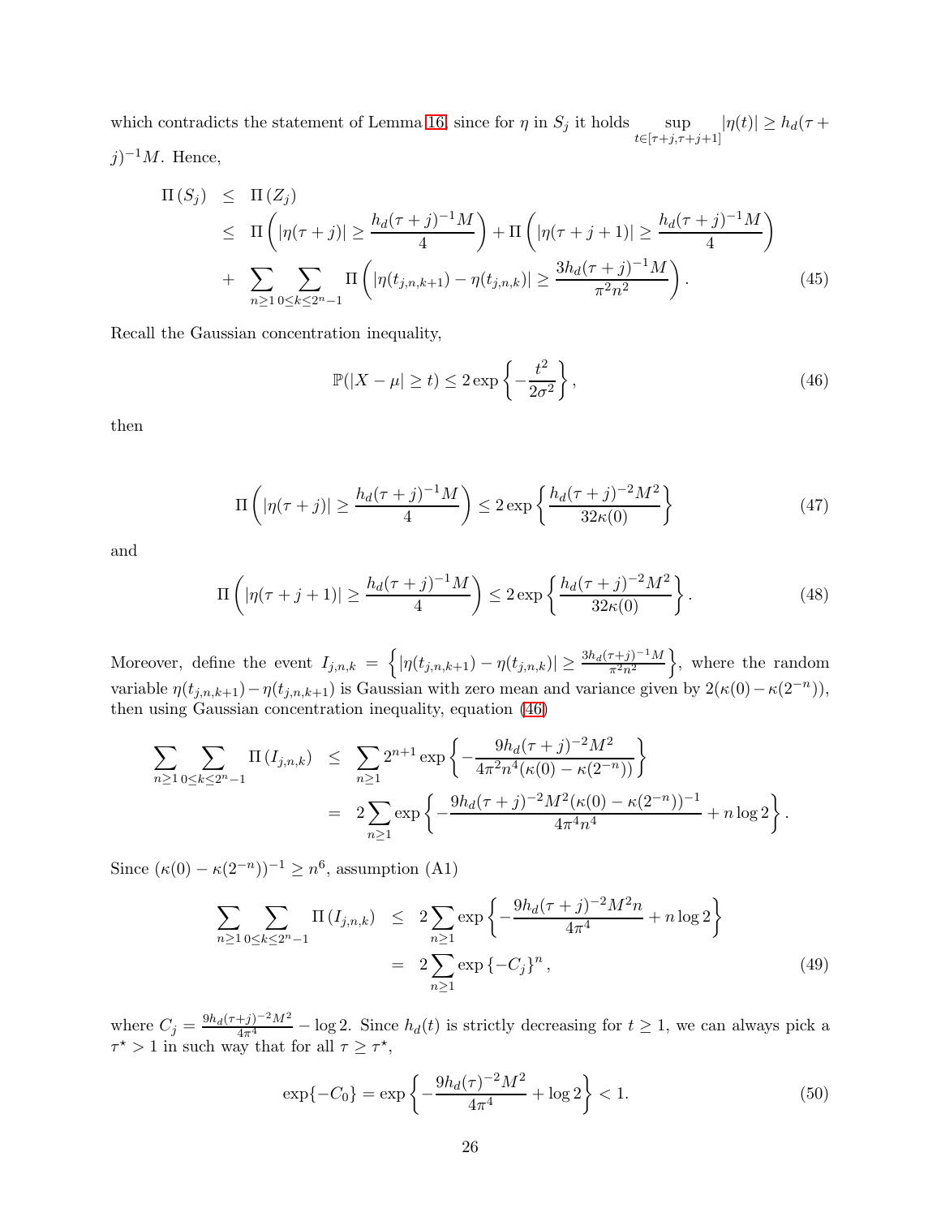which contradicts the statement of Lemma 16, since for $\eta$ in $S_j$ it holds $\sup_{t\in[\tau+j,\tau+j+1]} |\eta(t)| \geq h_d(\tau + j)^{-1}M$. Hence,

$$
\begin{aligned}
\Pi\left(S_j\right) &\leq \Pi\left(Z_j\right) \\
&\leq \Pi\left(|\eta(\tau+j)| \geq \frac{h_d(\tau+j)^{-1}M}{4}\right) + \Pi\left(|\eta(\tau+j+1)| \geq \frac{h_d(\tau+j)^{-1}M}{4}\right) \\
&+ \sum_{n\geq 1}\sum_{0\leq k\leq 2^n-1} \Pi\left(|\eta(t_{j,n,k+1}) - \eta(t_{j,n,k})| \geq \frac{3h_d(\tau+j)^{-1}M}{\pi^2 n^2}\right). \qquad (45)
\end{aligned}
$$

Recall the Gaussian concentration inequality,

$$
\mathbb{P}(|X-\mu| \geq t) \leq 2\exp\left\{-\frac{t^2}{2\sigma^2}\right\}, \qquad (46)
$$

then

$$
\Pi\left(|\eta(\tau+j)| \geq \frac{h_d(\tau+j)^{-1}M}{4}\right) \leq 2\exp\left\{\frac{h_d(\tau+j)^{-2}M^2}{32\kappa(0)}\right\} \qquad (47)
$$

and

$$
\Pi\left(|\eta(\tau+j+1)| \geq \frac{h_d(\tau+j)^{-1}M}{4}\right) \leq 2\exp\left\{\frac{h_d(\tau+j)^{-2}M^2}{32\kappa(0)}\right\}. \qquad (48)
$$

Moreover, define the event $I_{j,n,k} = \left\{|\eta(t_{j,n,k+1}) - \eta(t_{j,n,k})| \geq \frac{3h_d(\tau+j)^{-1}M}{\pi^2 n^2}\right\}$, where the random variable $\eta(t_{j,n,k+1}) - \eta(t_{j,n,k+1})$ is Gaussian with zero mean and variance given by $2(\kappa(0) - \kappa(2^{-n}))$, then using Gaussian concentration inequality, equation (46)

$$
\begin{aligned}
\sum_{n\geq 1}\sum_{0\leq k\leq 2^n-1} \Pi\left(I_{j,n,k}\right) &\leq \sum_{n\geq 1} 2^{n+1}\exp\left\{-\frac{9h_d(\tau+j)^{-2}M^2}{4\pi^2 n^4(\kappa(0)-\kappa(2^{-n}))}\right\} \\
&= 2\sum_{n\geq 1}\exp\left\{-\frac{9h_d(\tau+j)^{-2}M^2(\kappa(0)-\kappa(2^{-n}))^{-1}}{4\pi^4 n^4} + n\log 2\right\}.
\end{aligned}
$$

Since $(\kappa(0) - \kappa(2^{-n}))^{-1} \geq n^6$, assumption (A1)

$$
\begin{aligned}
\sum_{n\geq 1}\sum_{0\leq k\leq 2^n-1} \Pi\left(I_{j,n,k}\right) &\leq 2\sum_{n\geq 1}\exp\left\{-\frac{9h_d(\tau+j)^{-2}M^2 n}{4\pi^4} + n\log 2\right\} \\
&= 2\sum_{n\geq 1}\exp\left\{-C_j\right\}^n, \qquad (49)
\end{aligned}
$$

where $C_j = \frac{9h_d(\tau+j)^{-2}M^2}{4\pi^4} - \log 2$. Since $h_d(t)$ is strictly decreasing for $t \geq 1$, we can always pick a $\tau^\star > 1$ in such way that for all $\tau \geq \tau^\star$,

$$
\exp\{-C_0\} = \exp\left\{-\frac{9h_d(\tau)^{-2}M^2}{4\pi^4} + \log 2\right\} < 1. \qquad (50)
$$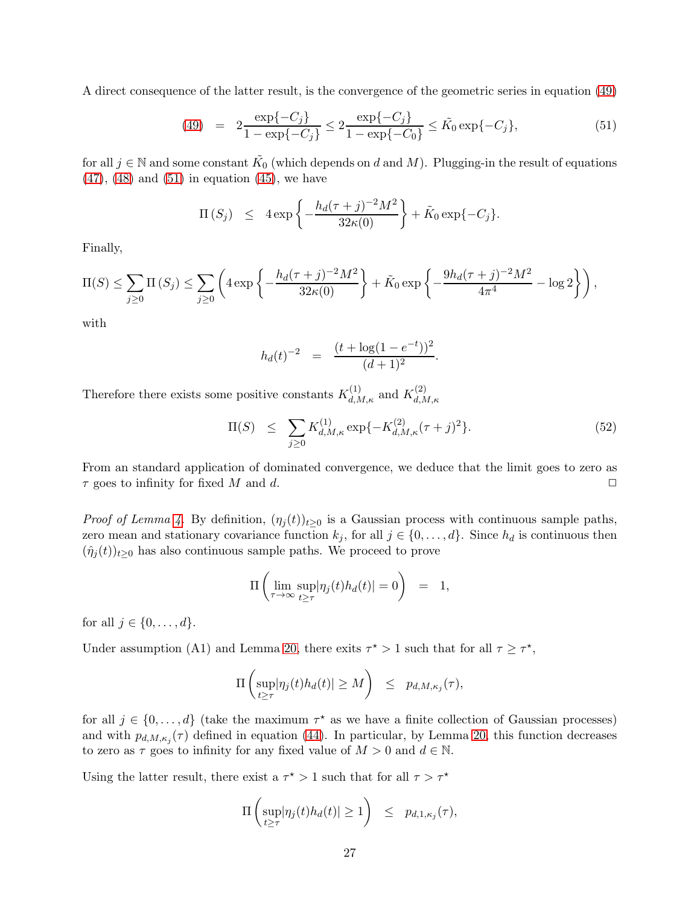A direct consequence of the latter result, is the convergence of the geometric series in equation (49)

$$(49) \quad = \quad 2\frac{\exp\{-C_j\}}{1-\exp\{-C_j\}} \leq 2\frac{\exp\{-C_j\}}{1-\exp\{-C_0\}} \leq \tilde{K}_0 \exp\{-C_j\}, \tag{51}$$

for all $j \in \mathbb{N}$ and some constant $\tilde{K}_0$ (which depends on $d$ and $M$). Plugging-in the result of equations (47), (48) and (51) in equation (45), we have

$$\Pi\left(S_j\right) \quad \leq \quad 4\exp\left\{-\frac{h_d(\tau+j)^{-2}M^2}{32\kappa(0)}\right\} + \tilde{K}_0 \exp\{-C_j\}.$$

Finally,

$$\Pi(S) \leq \sum_{j\geq 0} \Pi\left(S_j\right) \leq \sum_{j\geq 0} \left(4\exp\left\{-\frac{h_d(\tau+j)^{-2}M^2}{32\kappa(0)}\right\} + \tilde{K}_0 \exp\left\{-\frac{9h_d(\tau+j)^{-2}M^2}{4\pi^4} - \log 2\right\}\right),$$

with

$$h_d(t)^{-2} \quad = \quad \frac{(t+\log(1-e^{-t}))^2}{(d+1)^2}.$$

Therefore there exists some positive constants $K^{(1)}_{d,M,\kappa}$ and $K^{(2)}_{d,M,\kappa}$

$$\Pi(S) \quad \leq \quad \sum_{j\geq 0} K^{(1)}_{d,M,\kappa} \exp\{-K^{(2)}_{d,M,\kappa}(\tau+j)^2\}. \tag{52}$$

From an standard application of dominated convergence, we deduce that the limit goes to zero as $\tau$ goes to infinity for fixed $M$ and $d$. □

*Proof of Lemma 4.* By definition, $(\eta_j(t))_{t\geq 0}$ is a Gaussian process with continuous sample paths, zero mean and stationary covariance function $k_j$, for all $j \in \{0,\ldots,d\}$. Since $h_d$ is continuous then $(\hat{\eta}_j(t))_{t\geq 0}$ has also continuous sample paths. We proceed to prove

$$\Pi\left(\lim_{\tau\to\infty} \sup_{t\geq\tau} |\eta_j(t)h_d(t)| = 0\right) \quad = \quad 1,$$

for all $j \in \{0,\ldots,d\}$.

Under assumption (A1) and Lemma 20, there exits $\tau^\star > 1$ such that for all $\tau \geq \tau^\star$,

$$\Pi\left(\sup_{t\geq\tau} |\eta_j(t)h_d(t)| \geq M\right) \quad \leq \quad p_{d,M,\kappa_j}(\tau),$$

for all $j \in \{0,\ldots,d\}$ (take the maximum $\tau^\star$ as we have a finite collection of Gaussian processes) and with $p_{d,M,\kappa_j}(\tau)$ defined in equation (44). In particular, by Lemma 20, this function decreases to zero as $\tau$ goes to infinity for any fixed value of $M > 0$ and $d \in \mathbb{N}$.

Using the latter result, there exist a $\tau^\star > 1$ such that for all $\tau > \tau^\star$

$$\Pi\left(\sup_{t\geq\tau} |\eta_j(t)h_d(t)| \geq 1\right) \quad \leq \quad p_{d,1,\kappa_j}(\tau),$$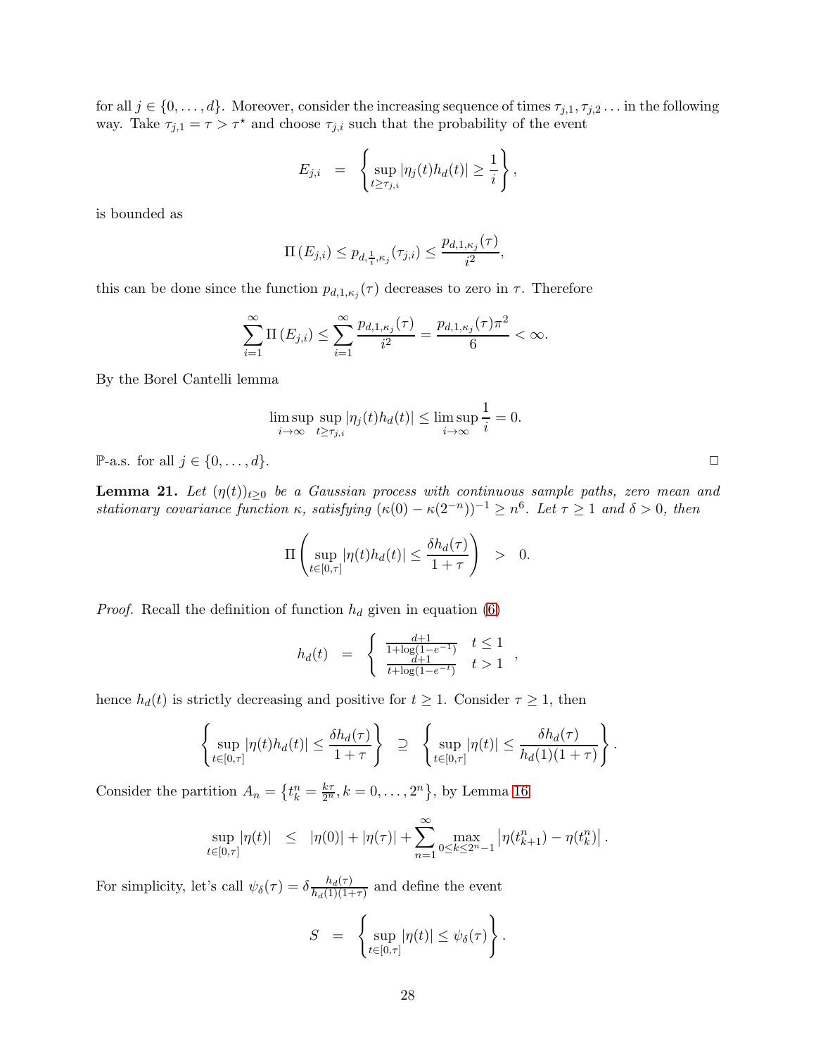for all $j \in \{0, \ldots, d\}$. Moreover, consider the increasing sequence of times $\tau_{j,1}, \tau_{j,2} \ldots$ in the following way. Take $\tau_{j,1} = \tau > \tau^\star$ and choose $\tau_{j,i}$ such that the probability of the event

$$
E_{j,i} \quad = \quad \left\{ \sup_{t \geq \tau_{j,i}} |\eta_j(t) h_d(t)| \geq \frac{1}{i} \right\},
$$

is bounded as

$$
\Pi\left(E_{j,i}\right) \leq p_{d,\frac{1}{i},\kappa_j}(\tau_{j,i}) \leq \frac{p_{d,1,\kappa_j}(\tau)}{i^2},
$$

this can be done since the function $p_{d,1,\kappa_j}(\tau)$ decreases to zero in $\tau$. Therefore

$$
\sum_{i=1}^{\infty} \Pi\left(E_{j,i}\right) \leq \sum_{i=1}^{\infty} \frac{p_{d,1,\kappa_j}(\tau)}{i^2} = \frac{p_{d,1,\kappa_j}(\tau)\pi^2}{6} < \infty.
$$

By the Borel Cantelli lemma

$$
\limsup_{i\to\infty} \sup_{t \geq \tau_{j,i}} |\eta_j(t) h_d(t)| \leq \limsup_{i\to\infty} \frac{1}{i} = 0.
$$

$\mathbb{P}$-a.s. for all $j \in \{0, \ldots, d\}$. □

**Lemma 21.** *Let $(\eta(t))_{t\geq 0}$ be a Gaussian process with continuous sample paths, zero mean and stationary covariance function $\kappa$, satisfying $(\kappa(0) - \kappa(2^{-n}))^{-1} \geq n^6$. Let $\tau \geq 1$ and $\delta > 0$, then*

$$
\Pi\left( \sup_{t\in[0,\tau]} |\eta(t) h_d(t)| \leq \frac{\delta h_d(\tau)}{1+\tau} \right) \quad > \quad 0.
$$

*Proof.* Recall the definition of function $h_d$ given in equation (6)

$$
h_d(t) \quad = \quad \begin{cases} \frac{d+1}{1+\log(1-e^{-1})} & t \leq 1 \\ \frac{d+1}{t+\log(1-e^{-t})} & t > 1 \end{cases},
$$

hence $h_d(t)$ is strictly decreasing and positive for $t \geq 1$. Consider $\tau \geq 1$, then

$$
\left\{ \sup_{t\in[0,\tau]} |\eta(t) h_d(t)| \leq \frac{\delta h_d(\tau)}{1+\tau} \right\} \quad \supseteq \quad \left\{ \sup_{t\in[0,\tau]} |\eta(t)| \leq \frac{\delta h_d(\tau)}{h_d(1)(1+\tau)} \right\}.
$$

Consider the partition $A_n = \left\{ t_k^n = \frac{k\tau}{2^n}, k = 0, \ldots, 2^n \right\}$, by Lemma 16

$$
\sup_{t\in[0,\tau]} |\eta(t)| \quad \leq \quad |\eta(0)| + |\eta(\tau)| + \sum_{n=1}^{\infty} \max_{0\leq k\leq 2^n-1} \left| \eta(t_{k+1}^n) - \eta(t_k^n) \right|.
$$

For simplicity, let's call $\psi_\delta(\tau) = \delta \frac{h_d(\tau)}{h_d(1)(1+\tau)}$ and define the event

$$
S \quad = \quad \left\{ \sup_{t\in[0,\tau]} |\eta(t)| \leq \psi_\delta(\tau) \right\}.
$$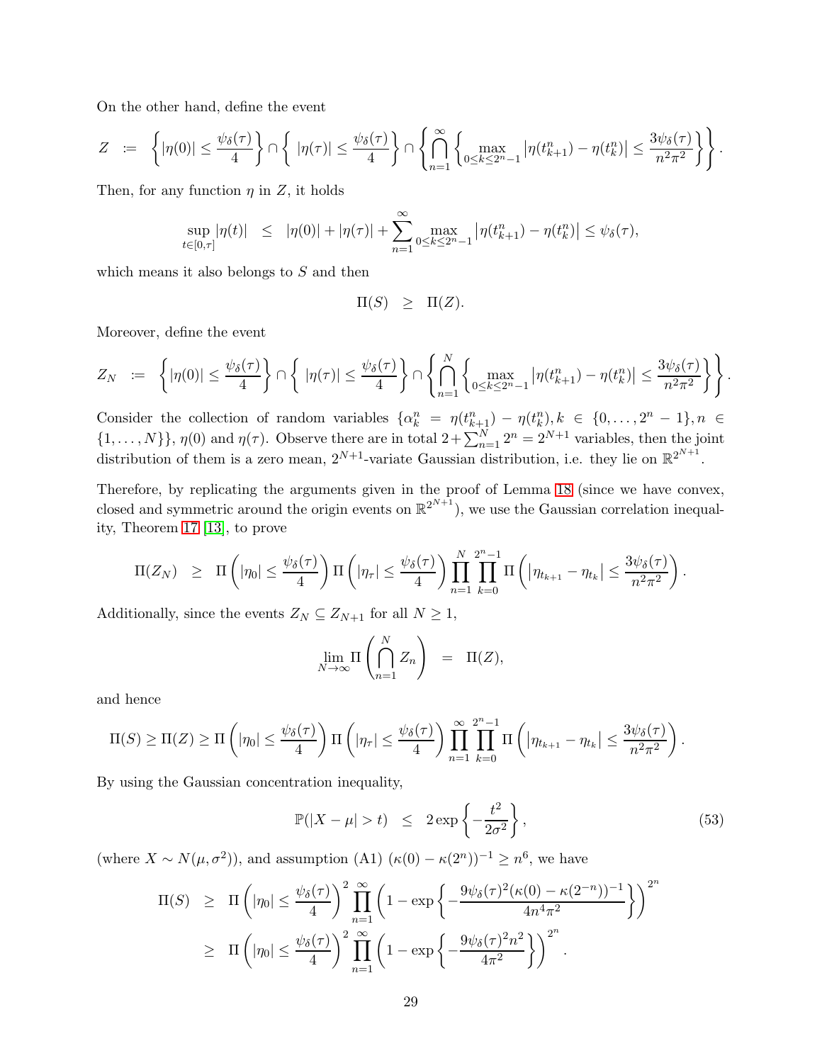On the other hand, define the event

$$Z \;\; := \;\; \left\{|\eta(0)| \leq \frac{\psi_\delta(\tau)}{4}\right\} \cap \left\{ \; |\eta(\tau)| \leq \frac{\psi_\delta(\tau)}{4}\right\} \cap \left\{ \bigcap_{n=1}^{\infty} \left\{ \max_{0 \leq k \leq 2^n-1} \left|\eta(t_{k+1}^n) - \eta(t_k^n)\right| \leq \frac{3\psi_\delta(\tau)}{n^2\pi^2} \right\} \right\}.$$

Then, for any function $\eta$ in $Z$, it holds

$$\sup_{t \in [0,\tau]} |\eta(t)| \;\; \leq \;\; |\eta(0)| + |\eta(\tau)| + \sum_{n=1}^{\infty} \max_{0 \leq k \leq 2^n-1} \left|\eta(t_{k+1}^n) - \eta(t_k^n)\right| \leq \psi_\delta(\tau),$$

which means it also belongs to $S$ and then

$$\Pi(S) \;\; \geq \;\; \Pi(Z).$$

Moreover, define the event

$$Z_N \;\; := \;\; \left\{|\eta(0)| \leq \frac{\psi_\delta(\tau)}{4}\right\} \cap \left\{ \; |\eta(\tau)| \leq \frac{\psi_\delta(\tau)}{4}\right\} \cap \left\{ \bigcap_{n=1}^{N} \left\{ \max_{0 \leq k \leq 2^n-1} \left|\eta(t_{k+1}^n) - \eta(t_k^n)\right| \leq \frac{3\psi_\delta(\tau)}{n^2\pi^2} \right\} \right\}.$$

Consider the collection of random variables $\{\alpha_k^n = \eta(t_{k+1}^n) - \eta(t_k^n), k \in \{0, \ldots, 2^n - 1\}, n \in \{1, \ldots, N\}\}$, $\eta(0)$ and $\eta(\tau)$. Observe there are in total $2 + \sum_{n=1}^{N} 2^n = 2^{N+1}$ variables, then the joint distribution of them is a zero mean, $2^{N+1}$-variate Gaussian distribution, i.e. they lie on $\mathbb{R}^{2^{N+1}}$.

Therefore, by replicating the arguments given in the proof of Lemma 18 (since we have convex, closed and symmetric around the origin events on $\mathbb{R}^{2^{N+1}}$), we use the Gaussian correlation inequality, Theorem 17 [13], to prove

$$\Pi(Z_N) \;\; \geq \;\; \Pi\left(|\eta_0| \leq \frac{\psi_\delta(\tau)}{4}\right) \Pi\left(|\eta_\tau| \leq \frac{\psi_\delta(\tau)}{4}\right) \prod_{n=1}^{N} \prod_{k=0}^{2^n-1} \Pi\left(\left|\eta_{t_{k+1}} - \eta_{t_k}\right| \leq \frac{3\psi_\delta(\tau)}{n^2\pi^2}\right).$$

Additionally, since the events $Z_N \subseteq Z_{N+1}$ for all $N \geq 1$,

$$\lim_{N \to \infty} \Pi\left(\bigcap_{n=1}^{N} Z_n\right) \;\; = \;\; \Pi(Z),$$

and hence

$$\Pi(S) \geq \Pi(Z) \geq \Pi\left(|\eta_0| \leq \frac{\psi_\delta(\tau)}{4}\right) \Pi\left(|\eta_\tau| \leq \frac{\psi_\delta(\tau)}{4}\right) \prod_{n=1}^{\infty} \prod_{k=0}^{2^n-1} \Pi\left(\left|\eta_{t_{k+1}} - \eta_{t_k}\right| \leq \frac{3\psi_\delta(\tau)}{n^2\pi^2}\right).$$

By using the Gaussian concentration inequality,

$$\mathbb{P}(|X - \mu| > t) \;\; \leq \;\; 2\exp\left\{-\frac{t^2}{2\sigma^2}\right\}, \tag{53}$$

(where $X \sim N(\mu, \sigma^2)$), and assumption (A1) $(\kappa(0) - \kappa(2^n))^{-1} \geq n^6$, we have

$$\begin{aligned} \Pi(S) \;\; &\geq \;\; \Pi\left(|\eta_0| \leq \frac{\psi_\delta(\tau)}{4}\right)^2 \prod_{n=1}^{\infty} \left(1 - \exp\left\{-\frac{9\psi_\delta(\tau)^2(\kappa(0) - \kappa(2^{-n}))^{-1}}{4n^4\pi^2}\right\}\right)^{2^n} \\ &\geq \;\; \Pi\left(|\eta_0| \leq \frac{\psi_\delta(\tau)}{4}\right)^2 \prod_{n=1}^{\infty} \left(1 - \exp\left\{-\frac{9\psi_\delta(\tau)^2 n^2}{4\pi^2}\right\}\right)^{2^n}. \end{aligned}$$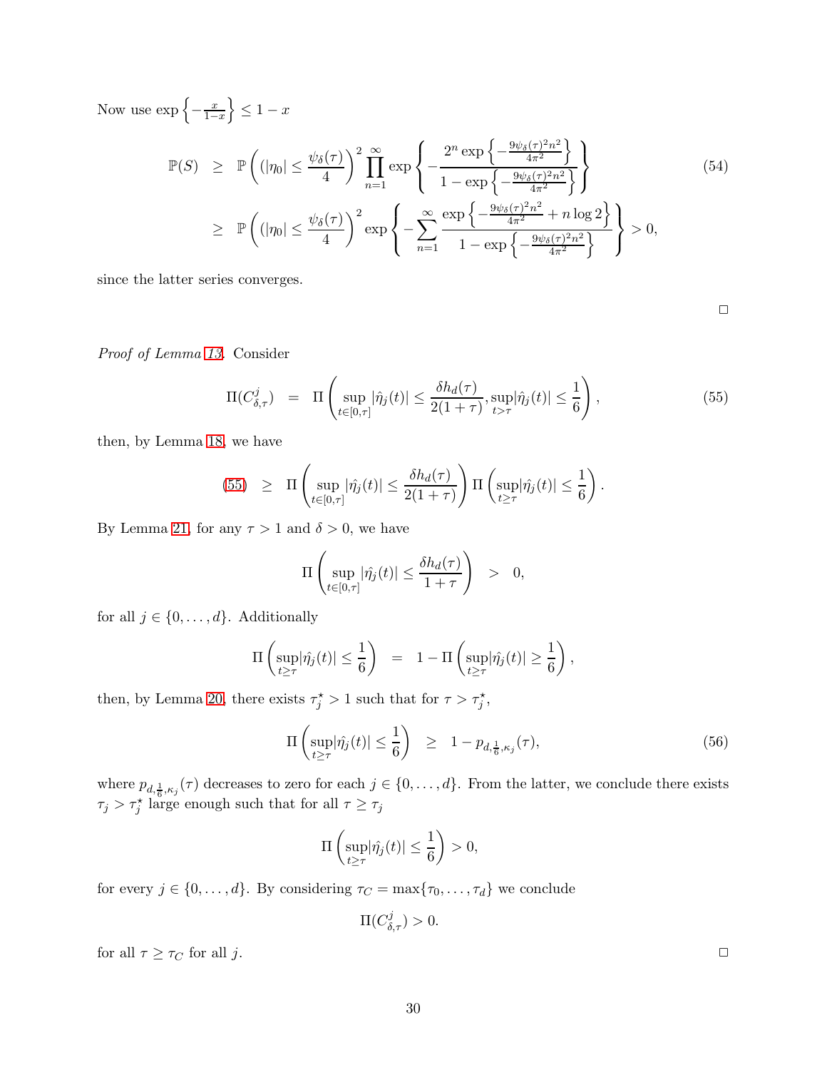Now use $\exp\left\{-\frac{x}{1-x}\right\} \leq 1-x$

$$
\begin{aligned}
\mathbb{P}(S) &\geq \mathbb{P}\left((|\eta_0| \leq \frac{\psi_\delta(\tau)}{4}\right)^2 \prod_{n=1}^{\infty} \exp\left\{-\frac{2^n \exp\left\{-\frac{9\psi_\delta(\tau)^2 n^2}{4\pi^2}\right\}}{1-\exp\left\{-\frac{9\psi_\delta(\tau)^2 n^2}{4\pi^2}\right\}}\right\} \\
&\geq \mathbb{P}\left((|\eta_0| \leq \frac{\psi_\delta(\tau)}{4}\right)^2 \exp\left\{-\sum_{n=1}^{\infty} \frac{\exp\left\{-\frac{9\psi_\delta(\tau)^2 n^2}{4\pi^2} + n\log 2\right\}}{1-\exp\left\{-\frac{9\psi_\delta(\tau)^2 n^2}{4\pi^2}\right\}}\right\} > 0,
\end{aligned}
\tag{54}
$$

since the latter series converges.

□

*Proof of Lemma 13.* Consider

$$
\Pi(C^j_{\delta,\tau}) = \Pi\left(\sup_{t\in[0,\tau]} |\hat{\eta}_j(t)| \leq \frac{\delta h_d(\tau)}{2(1+\tau)}, \sup_{t>\tau} |\hat{\eta}_j(t)| \leq \frac{1}{6}\right), \tag{55}
$$

then, by Lemma 18, we have

$$
(55) \geq \Pi\left(\sup_{t\in[0,\tau]} |\hat{\eta}_j(t)| \leq \frac{\delta h_d(\tau)}{2(1+\tau)}\right) \Pi\left(\sup_{t\geq\tau} |\hat{\eta}_j(t)| \leq \frac{1}{6}\right).
$$

By Lemma 21, for any $\tau > 1$ and $\delta > 0$, we have

$$
\Pi\left(\sup_{t\in[0,\tau]} |\hat{\eta}_j(t)| \leq \frac{\delta h_d(\tau)}{1+\tau}\right) > 0,
$$

for all $j \in \{0, \ldots, d\}$. Additionally

$$
\Pi\left(\sup_{t\geq\tau} |\hat{\eta}_j(t)| \leq \frac{1}{6}\right) = 1 - \Pi\left(\sup_{t\geq\tau} |\hat{\eta}_j(t)| \geq \frac{1}{6}\right),
$$

then, by Lemma 20, there exists $\tau_j^\star > 1$ such that for $\tau > \tau_j^\star$,

$$
\Pi\left(\sup_{t\geq\tau} |\hat{\eta}_j(t)| \leq \frac{1}{6}\right) \geq 1 - p_{d,\frac{1}{6},\kappa_j}(\tau), \tag{56}
$$

where $p_{d,\frac{1}{6},\kappa_j}(\tau)$ decreases to zero for each $j \in \{0, \ldots, d\}$. From the latter, we conclude there exists $\tau_j > \tau_j^\star$ large enough such that for all $\tau \geq \tau_j$

$$
\Pi\left(\sup_{t\geq\tau} |\hat{\eta}_j(t)| \leq \frac{1}{6}\right) > 0,
$$

for every $j \in \{0, \ldots, d\}$. By considering $\tau_C = \max\{\tau_0, \ldots, \tau_d\}$ we conclude

$$
\Pi(C^j_{\delta,\tau}) > 0.
$$

for all $\tau \geq \tau_C$ for all $j$.

□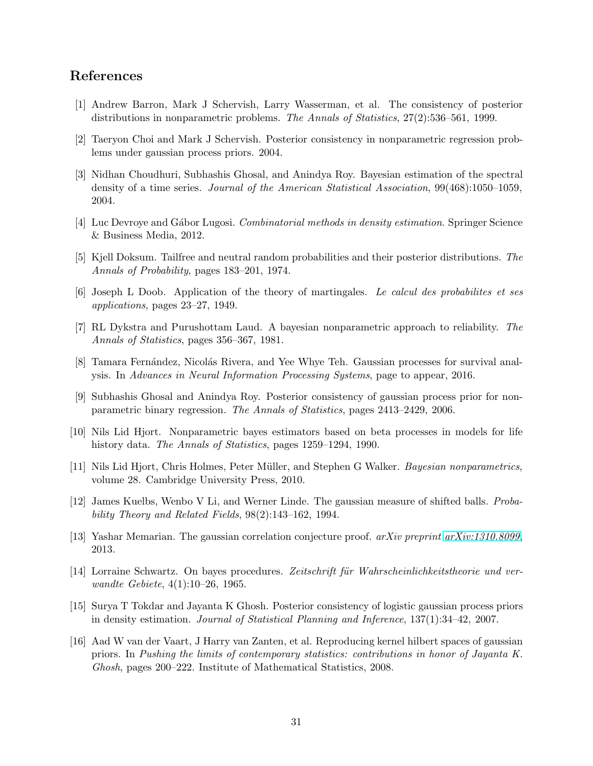## References

[1] Andrew Barron, Mark J Schervish, Larry Wasserman, et al. The consistency of posterior distributions in nonparametric problems. *The Annals of Statistics*, 27(2):536–561, 1999.

[2] Taeryon Choi and Mark J Schervish. Posterior consistency in nonparametric regression problems under gaussian process priors. 2004.

[3] Nidhan Choudhuri, Subhashis Ghosal, and Anindya Roy. Bayesian estimation of the spectral density of a time series. *Journal of the American Statistical Association*, 99(468):1050–1059, 2004.

[4] Luc Devroye and Gábor Lugosi. *Combinatorial methods in density estimation*. Springer Science & Business Media, 2012.

[5] Kjell Doksum. Tailfree and neutral random probabilities and their posterior distributions. *The Annals of Probability*, pages 183–201, 1974.

[6] Joseph L Doob. Application of the theory of martingales. *Le calcul des probabilites et ses applications*, pages 23–27, 1949.

[7] RL Dykstra and Purushottam Laud. A bayesian nonparametric approach to reliability. *The Annals of Statistics*, pages 356–367, 1981.

[8] Tamara Fernández, Nicolás Rivera, and Yee Whye Teh. Gaussian processes for survival analysis. In *Advances in Neural Information Processing Systems*, page to appear, 2016.

[9] Subhashis Ghosal and Anindya Roy. Posterior consistency of gaussian process prior for nonparametric binary regression. *The Annals of Statistics*, pages 2413–2429, 2006.

[10] Nils Lid Hjort. Nonparametric bayes estimators based on beta processes in models for life history data. *The Annals of Statistics*, pages 1259–1294, 1990.

[11] Nils Lid Hjort, Chris Holmes, Peter Müller, and Stephen G Walker. *Bayesian nonparametrics*, volume 28. Cambridge University Press, 2010.

[12] James Kuelbs, Wenbo V Li, and Werner Linde. The gaussian measure of shifted balls. *Probability Theory and Related Fields*, 98(2):143–162, 1994.

[13] Yashar Memarian. The gaussian correlation conjecture proof. *arXiv preprint arXiv:1310.8099*, 2013.

[14] Lorraine Schwartz. On bayes procedures. *Zeitschrift für Wahrscheinlichkeitstheorie und verwandte Gebiete*, 4(1):10–26, 1965.

[15] Surya T Tokdar and Jayanta K Ghosh. Posterior consistency of logistic gaussian process priors in density estimation. *Journal of Statistical Planning and Inference*, 137(1):34–42, 2007.

[16] Aad W van der Vaart, J Harry van Zanten, et al. Reproducing kernel hilbert spaces of gaussian priors. In *Pushing the limits of contemporary statistics: contributions in honor of Jayanta K. Ghosh*, pages 200–222. Institute of Mathematical Statistics, 2008.